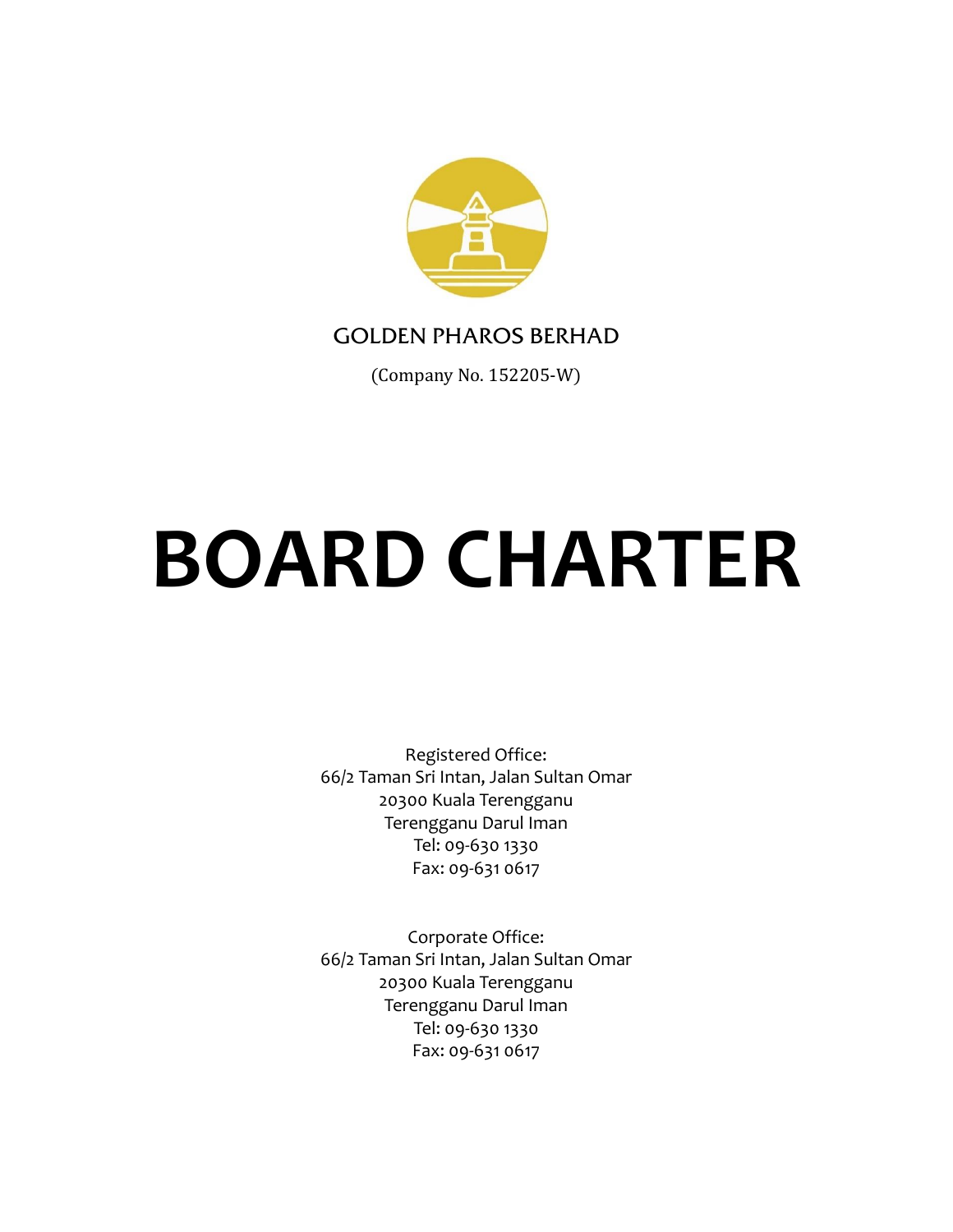GOLDEN PHAROS BERHAD

(Company No. 152205-W)

# BOARD CHARTER

Registered Office:
66/2 Taman Sri Intan, Jalan Sultan Omar
20300 Kuala Terengganu
Terengganu Darul Iman
Tel: 09-630 1330
Fax: 09-631 0617

Corporate Office:
66/2 Taman Sri Intan, Jalan Sultan Omar
20300 Kuala Terengganu
Terengganu Darul Iman
Tel: 09-630 1330
Fax: 09-631 0617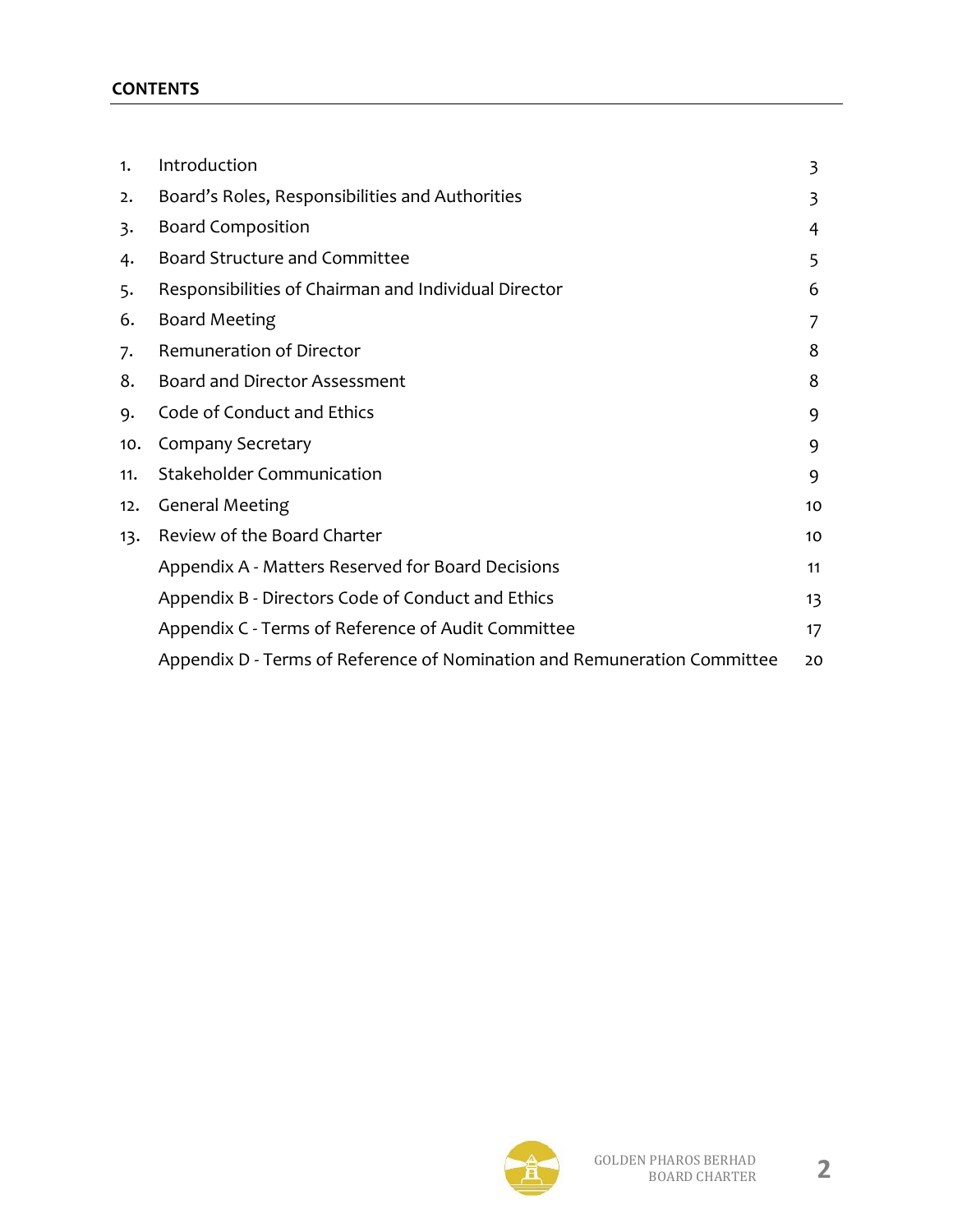## CONTENTS

| | | |
|---|---|---|
| 1. | Introduction | 3 |
| 2. | Board's Roles, Responsibilities and Authorities | 3 |
| 3. | Board Composition | 4 |
| 4. | Board Structure and Committee | 5 |
| 5. | Responsibilities of Chairman and Individual Director | 6 |
| 6. | Board Meeting | 7 |
| 7. | Remuneration of Director | 8 |
| 8. | Board and Director Assessment | 8 |
| 9. | Code of Conduct and Ethics | 9 |
| 10. | Company Secretary | 9 |
| 11. | Stakeholder Communication | 9 |
| 12. | General Meeting | 10 |
| 13. | Review of the Board Charter | 10 |
| | Appendix A - Matters Reserved for Board Decisions | 11 |
| | Appendix B - Directors Code of Conduct and Ethics | 13 |
| | Appendix C - Terms of Reference of Audit Committee | 17 |
| | Appendix D - Terms of Reference of Nomination and Remuneration Committee | 20 |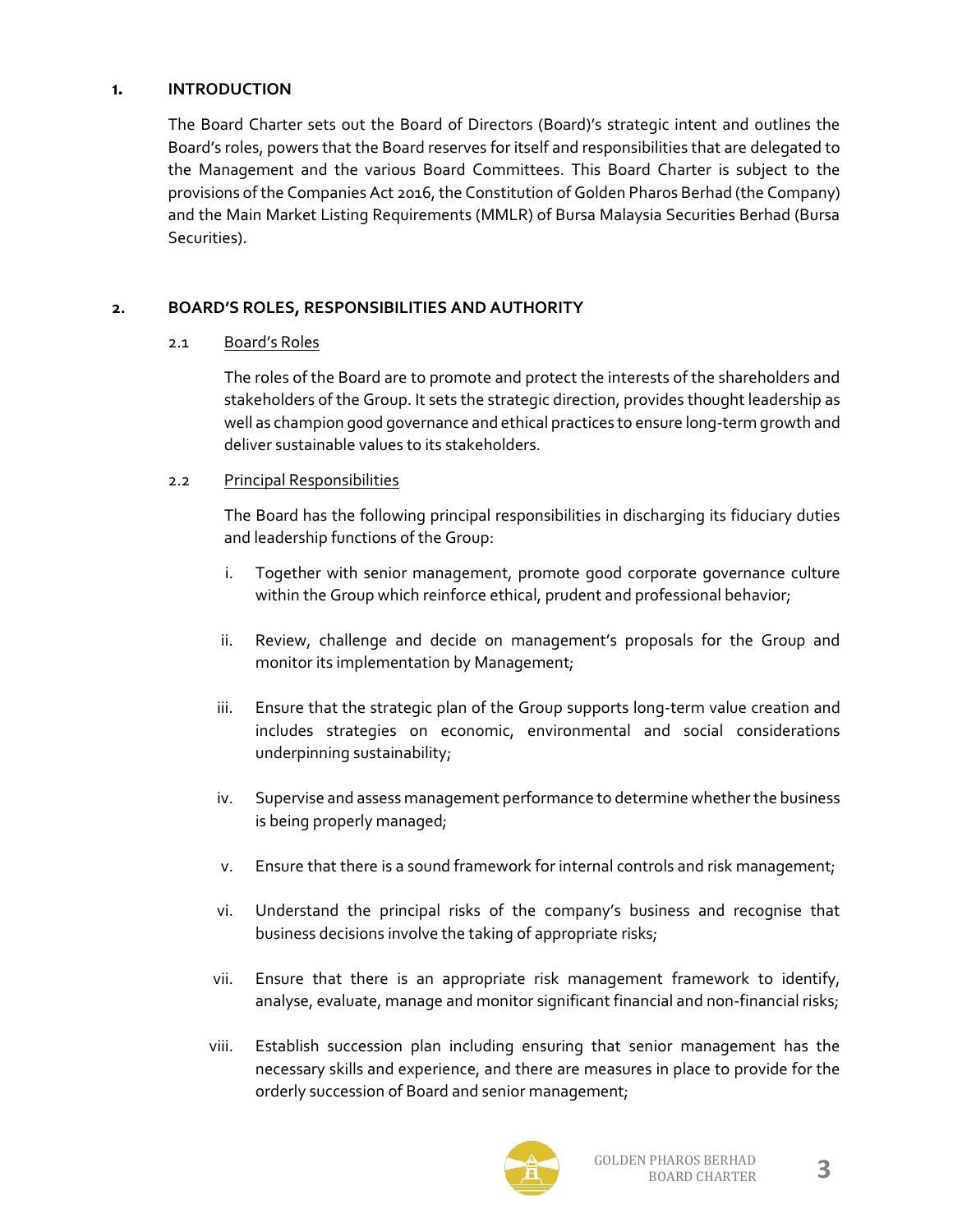## 1. INTRODUCTION

The Board Charter sets out the Board of Directors (Board)'s strategic intent and outlines the Board's roles, powers that the Board reserves for itself and responsibilities that are delegated to the Management and the various Board Committees. This Board Charter is subject to the provisions of the Companies Act 2016, the Constitution of Golden Pharos Berhad (the Company) and the Main Market Listing Requirements (MMLR) of Bursa Malaysia Securities Berhad (Bursa Securities).

## 2. BOARD'S ROLES, RESPONSIBILITIES AND AUTHORITY

### 2.1 Board's Roles

The roles of the Board are to promote and protect the interests of the shareholders and stakeholders of the Group. It sets the strategic direction, provides thought leadership as well as champion good governance and ethical practices to ensure long-term growth and deliver sustainable values to its stakeholders.

### 2.2 Principal Responsibilities

The Board has the following principal responsibilities in discharging its fiduciary duties and leadership functions of the Group:

i. Together with senior management, promote good corporate governance culture within the Group which reinforce ethical, prudent and professional behavior;

ii. Review, challenge and decide on management's proposals for the Group and monitor its implementation by Management;

iii. Ensure that the strategic plan of the Group supports long-term value creation and includes strategies on economic, environmental and social considerations underpinning sustainability;

iv. Supervise and assess management performance to determine whether the business is being properly managed;

v. Ensure that there is a sound framework for internal controls and risk management;

vi. Understand the principal risks of the company's business and recognise that business decisions involve the taking of appropriate risks;

vii. Ensure that there is an appropriate risk management framework to identify, analyse, evaluate, manage and monitor significant financial and non-financial risks;

viii. Establish succession plan including ensuring that senior management has the necessary skills and experience, and there are measures in place to provide for the orderly succession of Board and senior management;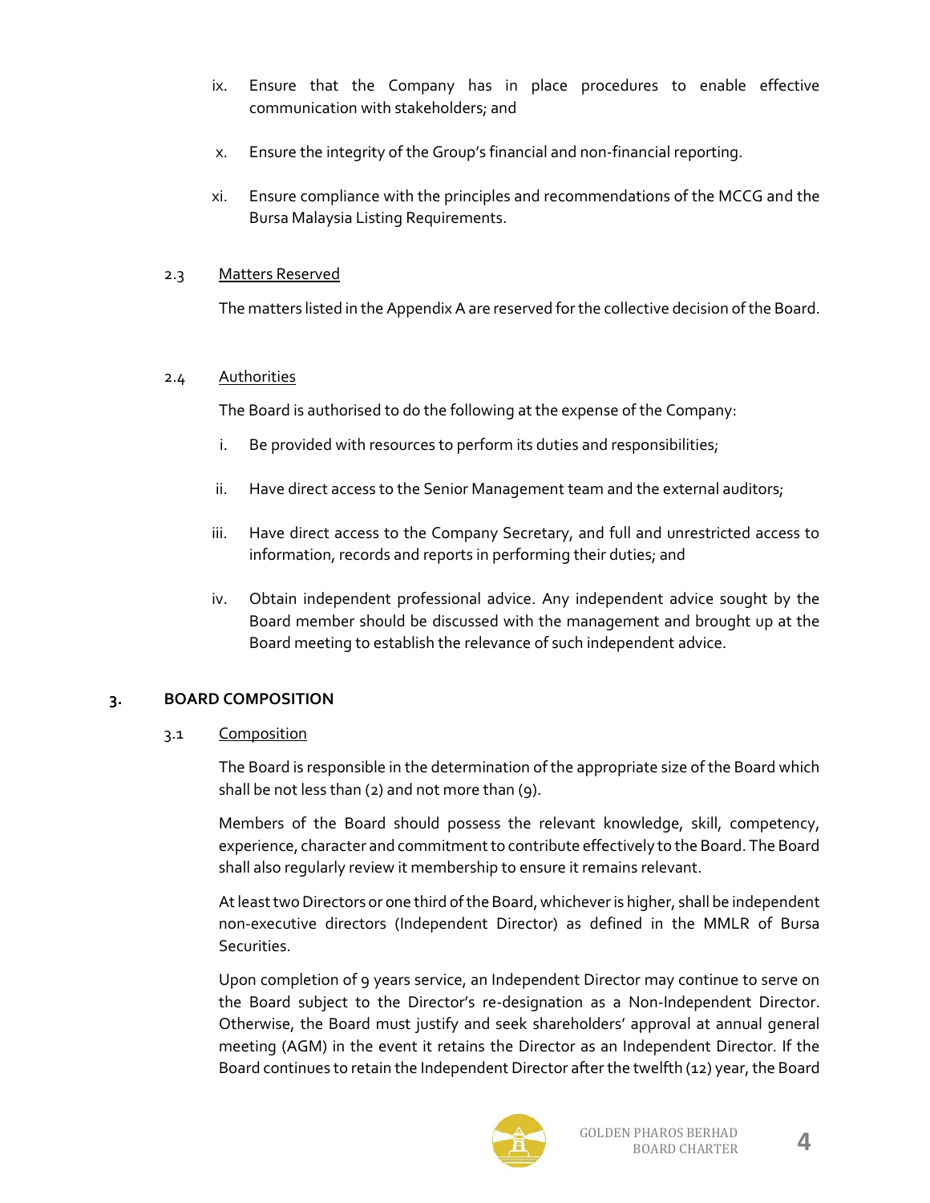ix. Ensure that the Company has in place procedures to enable effective communication with stakeholders; and

x. Ensure the integrity of the Group's financial and non-financial reporting.

xi. Ensure compliance with the principles and recommendations of the MCCG and the Bursa Malaysia Listing Requirements.

2.3 Matters Reserved

The matters listed in the Appendix A are reserved for the collective decision of the Board.

2.4 Authorities

The Board is authorised to do the following at the expense of the Company:

i. Be provided with resources to perform its duties and responsibilities;

ii. Have direct access to the Senior Management team and the external auditors;

iii. Have direct access to the Company Secretary, and full and unrestricted access to information, records and reports in performing their duties; and

iv. Obtain independent professional advice. Any independent advice sought by the Board member should be discussed with the management and brought up at the Board meeting to establish the relevance of such independent advice.

## 3. BOARD COMPOSITION

3.1 Composition

The Board is responsible in the determination of the appropriate size of the Board which shall be not less than (2) and not more than (9).

Members of the Board should possess the relevant knowledge, skill, competency, experience, character and commitment to contribute effectively to the Board. The Board shall also regularly review it membership to ensure it remains relevant.

At least two Directors or one third of the Board, whichever is higher, shall be independent non-executive directors (Independent Director) as defined in the MMLR of Bursa Securities.

Upon completion of 9 years service, an Independent Director may continue to serve on the Board subject to the Director's re-designation as a Non-Independent Director. Otherwise, the Board must justify and seek shareholders' approval at annual general meeting (AGM) in the event it retains the Director as an Independent Director. If the Board continues to retain the Independent Director after the twelfth (12) year, the Board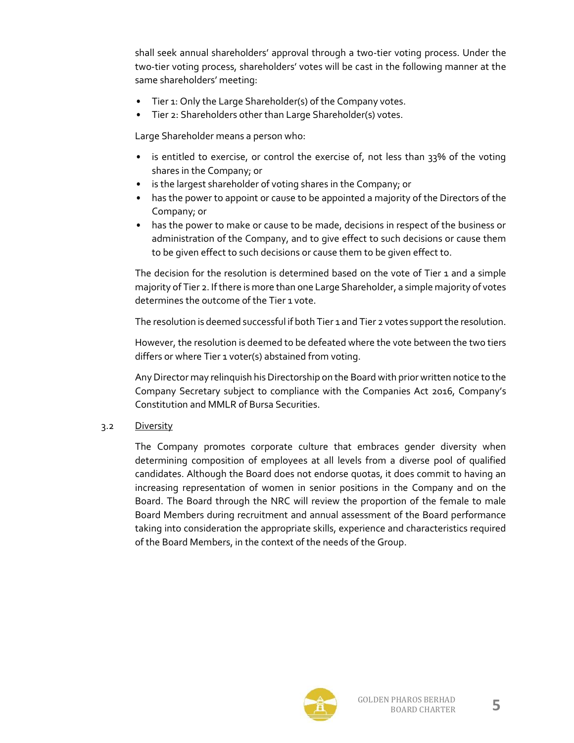shall seek annual shareholders' approval through a two-tier voting process. Under the two-tier voting process, shareholders' votes will be cast in the following manner at the same shareholders' meeting:

- Tier 1: Only the Large Shareholder(s) of the Company votes.
- Tier 2: Shareholders other than Large Shareholder(s) votes.

Large Shareholder means a person who:

- is entitled to exercise, or control the exercise of, not less than 33% of the voting shares in the Company; or
- is the largest shareholder of voting shares in the Company; or
- has the power to appoint or cause to be appointed a majority of the Directors of the Company; or
- has the power to make or cause to be made, decisions in respect of the business or administration of the Company, and to give effect to such decisions or cause them to be given effect to such decisions or cause them to be given effect to.

The decision for the resolution is determined based on the vote of Tier 1 and a simple majority of Tier 2. If there is more than one Large Shareholder, a simple majority of votes determines the outcome of the Tier 1 vote.

The resolution is deemed successful if both Tier 1 and Tier 2 votes support the resolution.

However, the resolution is deemed to be defeated where the vote between the two tiers differs or where Tier 1 voter(s) abstained from voting.

Any Director may relinquish his Directorship on the Board with prior written notice to the Company Secretary subject to compliance with the Companies Act 2016, Company's Constitution and MMLR of Bursa Securities.

### 3.2 Diversity

The Company promotes corporate culture that embraces gender diversity when determining composition of employees at all levels from a diverse pool of qualified candidates. Although the Board does not endorse quotas, it does commit to having an increasing representation of women in senior positions in the Company and on the Board. The Board through the NRC will review the proportion of the female to male Board Members during recruitment and annual assessment of the Board performance taking into consideration the appropriate skills, experience and characteristics required of the Board Members, in the context of the needs of the Group.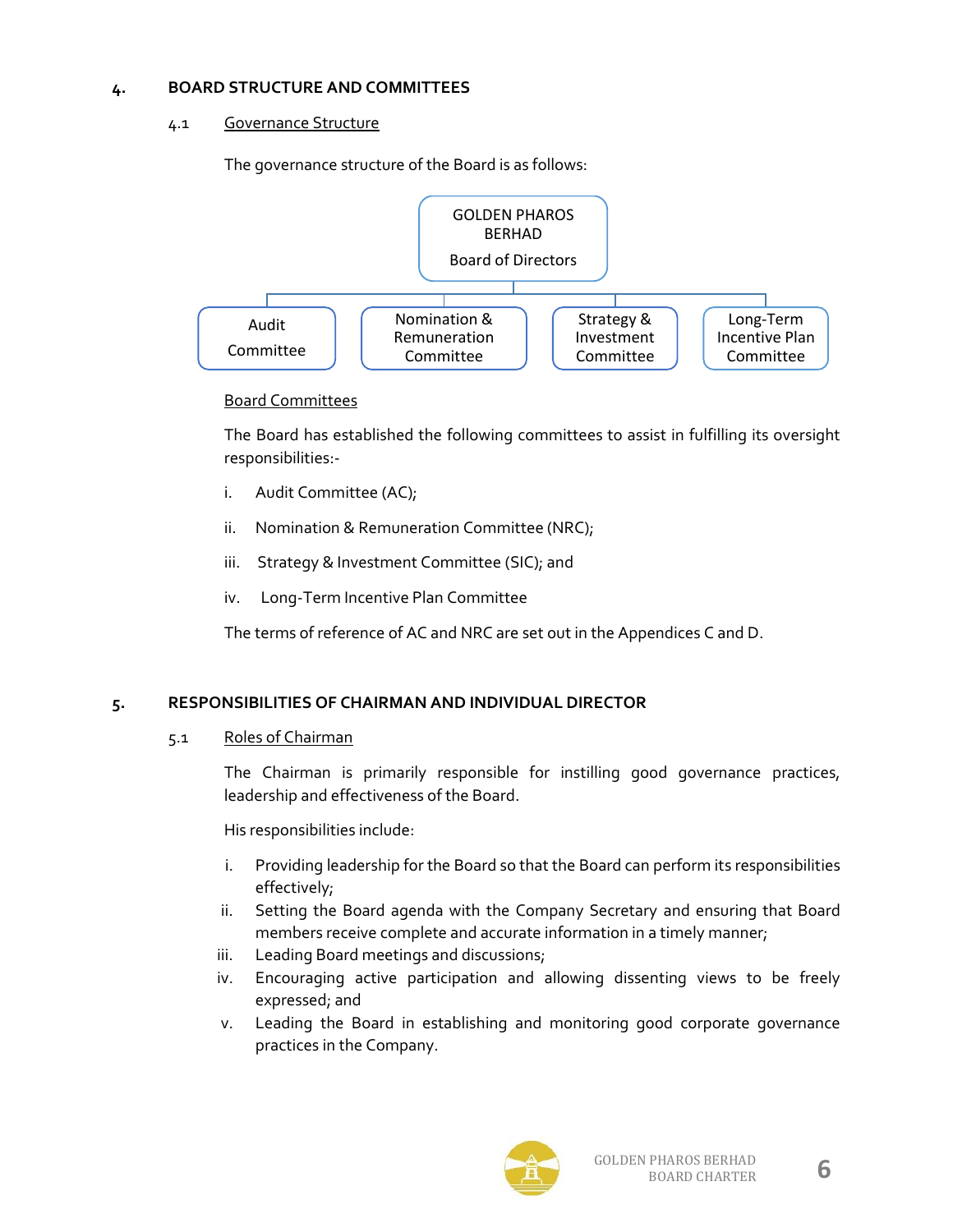# 4. BOARD STRUCTURE AND COMMITTEES

## 4.1 Governance Structure

The governance structure of the Board is as follows:

GOLDEN PHAROS BERHAD
Board of Directors

- Audit Committee
- Nomination & Remuneration Committee
- Strategy & Investment Committee
- Long-Term Incentive Plan Committee

Board Committees

The Board has established the following committees to assist in fulfilling its oversight responsibilities:-

i. Audit Committee (AC);

ii. Nomination & Remuneration Committee (NRC);

iii. Strategy & Investment Committee (SIC); and

iv. Long-Term Incentive Plan Committee

The terms of reference of AC and NRC are set out in the Appendices C and D.

# 5. RESPONSIBILITIES OF CHAIRMAN AND INDIVIDUAL DIRECTOR

## 5.1 Roles of Chairman

The Chairman is primarily responsible for instilling good governance practices, leadership and effectiveness of the Board.

His responsibilities include:

i. Providing leadership for the Board so that the Board can perform its responsibilities effectively;

ii. Setting the Board agenda with the Company Secretary and ensuring that Board members receive complete and accurate information in a timely manner;

iii. Leading Board meetings and discussions;

iv. Encouraging active participation and allowing dissenting views to be freely expressed; and

v. Leading the Board in establishing and monitoring good corporate governance practices in the Company.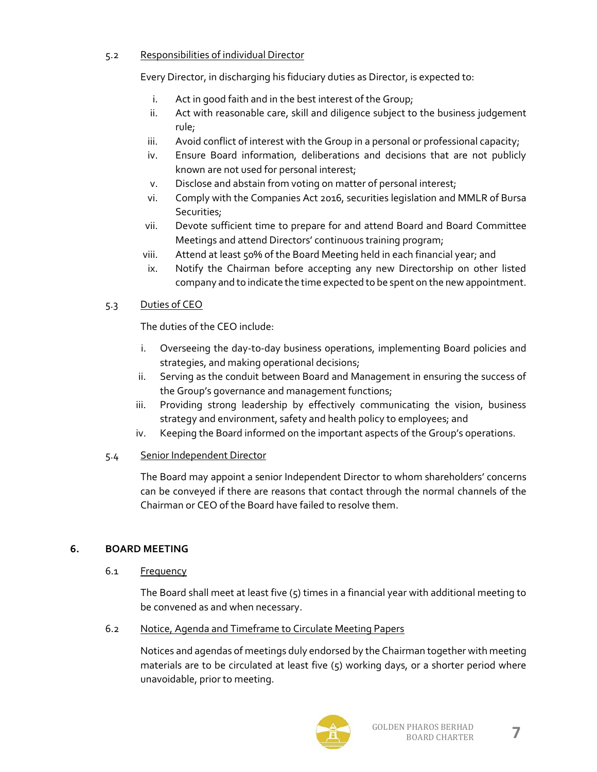5.2 Responsibilities of individual Director

Every Director, in discharging his fiduciary duties as Director, is expected to:

i. Act in good faith and in the best interest of the Group;
ii. Act with reasonable care, skill and diligence subject to the business judgement rule;
iii. Avoid conflict of interest with the Group in a personal or professional capacity;
iv. Ensure Board information, deliberations and decisions that are not publicly known are not used for personal interest;
v. Disclose and abstain from voting on matter of personal interest;
vi. Comply with the Companies Act 2016, securities legislation and MMLR of Bursa Securities;
vii. Devote sufficient time to prepare for and attend Board and Board Committee Meetings and attend Directors' continuous training program;
viii. Attend at least 50% of the Board Meeting held in each financial year; and
ix. Notify the Chairman before accepting any new Directorship on other listed company and to indicate the time expected to be spent on the new appointment.

5.3 Duties of CEO

The duties of the CEO include:

i. Overseeing the day-to-day business operations, implementing Board policies and strategies, and making operational decisions;
ii. Serving as the conduit between Board and Management in ensuring the success of the Group's governance and management functions;
iii. Providing strong leadership by effectively communicating the vision, business strategy and environment, safety and health policy to employees; and
iv. Keeping the Board informed on the important aspects of the Group's operations.

5.4 Senior Independent Director

The Board may appoint a senior Independent Director to whom shareholders' concerns can be conveyed if there are reasons that contact through the normal channels of the Chairman or CEO of the Board have failed to resolve them.

## 6. BOARD MEETING

6.1 Frequency

The Board shall meet at least five (5) times in a financial year with additional meeting to be convened as and when necessary.

6.2 Notice, Agenda and Timeframe to Circulate Meeting Papers

Notices and agendas of meetings duly endorsed by the Chairman together with meeting materials are to be circulated at least five (5) working days, or a shorter period where unavoidable, prior to meeting.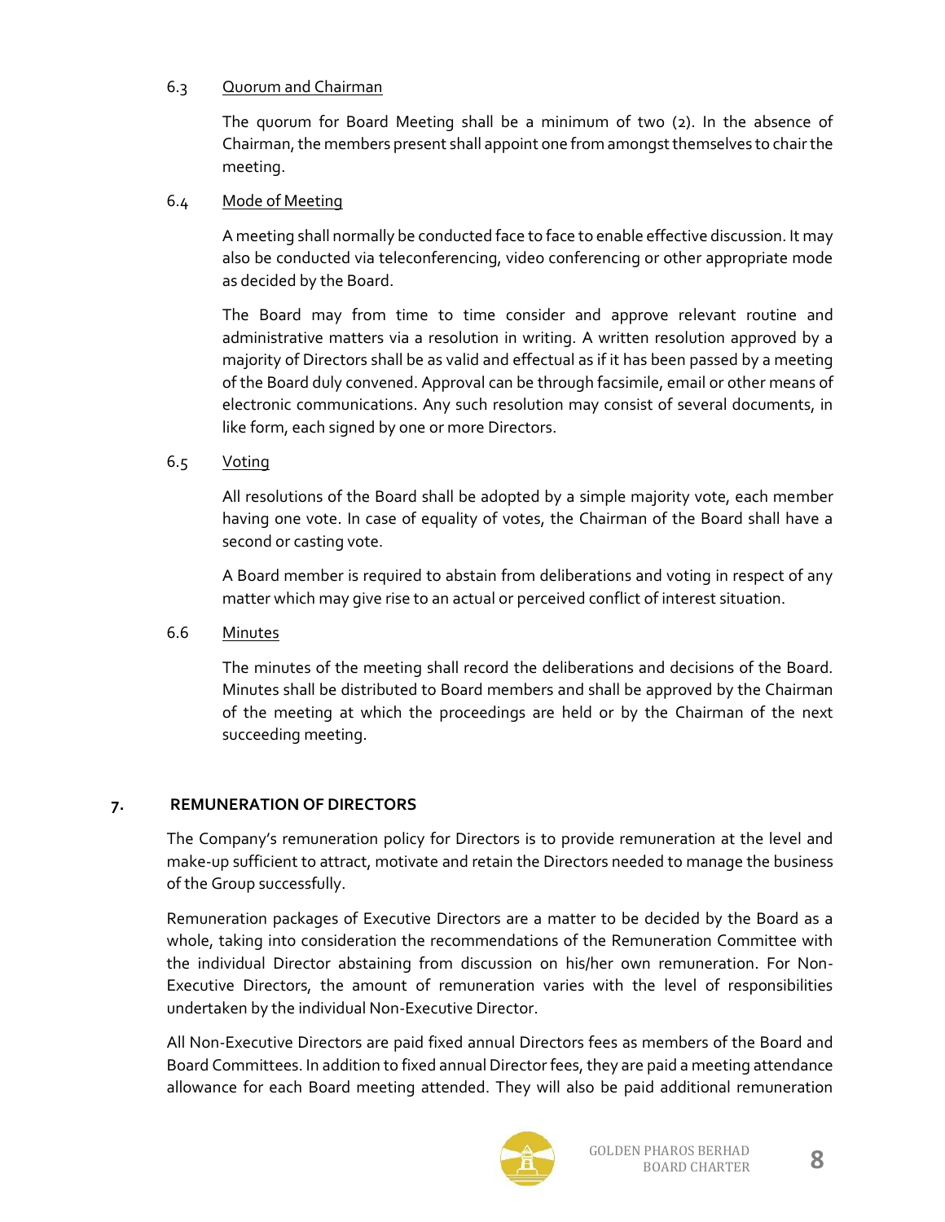6.3 Quorum and Chairman

The quorum for Board Meeting shall be a minimum of two (2). In the absence of Chairman, the members present shall appoint one from amongst themselves to chair the meeting.

6.4 Mode of Meeting

A meeting shall normally be conducted face to face to enable effective discussion. It may also be conducted via teleconferencing, video conferencing or other appropriate mode as decided by the Board.

The Board may from time to time consider and approve relevant routine and administrative matters via a resolution in writing. A written resolution approved by a majority of Directors shall be as valid and effectual as if it has been passed by a meeting of the Board duly convened. Approval can be through facsimile, email or other means of electronic communications. Any such resolution may consist of several documents, in like form, each signed by one or more Directors.

6.5 Voting

All resolutions of the Board shall be adopted by a simple majority vote, each member having one vote. In case of equality of votes, the Chairman of the Board shall have a second or casting vote.

A Board member is required to abstain from deliberations and voting in respect of any matter which may give rise to an actual or perceived conflict of interest situation.

6.6 Minutes

The minutes of the meeting shall record the deliberations and decisions of the Board. Minutes shall be distributed to Board members and shall be approved by the Chairman of the meeting at which the proceedings are held or by the Chairman of the next succeeding meeting.

## 7. REMUNERATION OF DIRECTORS

The Company's remuneration policy for Directors is to provide remuneration at the level and make-up sufficient to attract, motivate and retain the Directors needed to manage the business of the Group successfully.

Remuneration packages of Executive Directors are a matter to be decided by the Board as a whole, taking into consideration the recommendations of the Remuneration Committee with the individual Director abstaining from discussion on his/her own remuneration. For Non-Executive Directors, the amount of remuneration varies with the level of responsibilities undertaken by the individual Non-Executive Director.

All Non-Executive Directors are paid fixed annual Directors fees as members of the Board and Board Committees. In addition to fixed annual Director fees, they are paid a meeting attendance allowance for each Board meeting attended. They will also be paid additional remuneration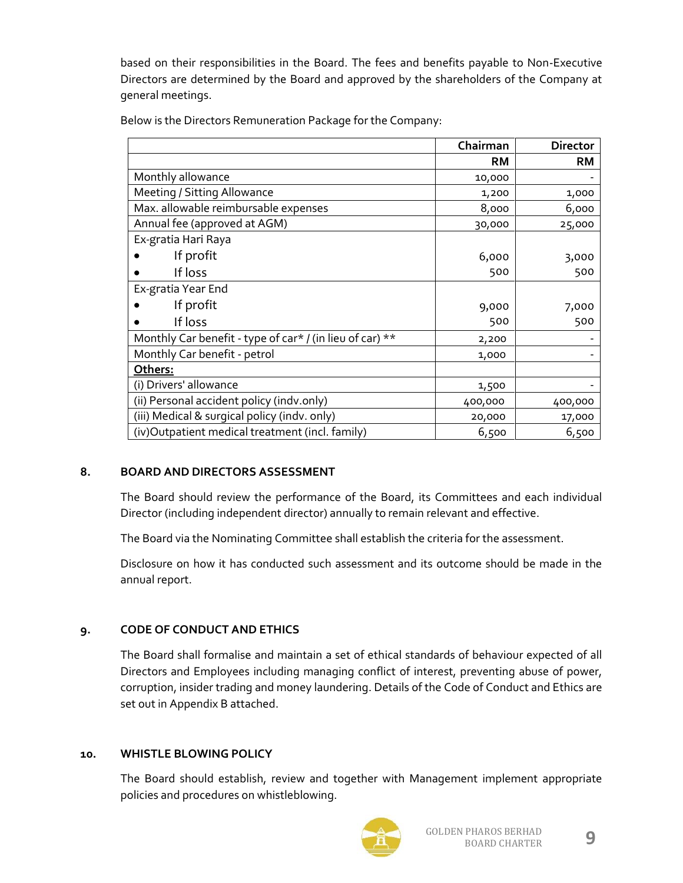based on their responsibilities in the Board. The fees and benefits payable to Non-Executive Directors are determined by the Board and approved by the shareholders of the Company at general meetings.

Below is the Directors Remuneration Package for the Company:

| | Chairman | Director |
|---|---|---|
| | RM | RM |
| Monthly allowance | 10,000 | - |
| Meeting / Sitting Allowance | 1,200 | 1,000 |
| Max. allowable reimbursable expenses | 8,000 | 6,000 |
| Annual fee (approved at AGM) | 30,000 | 25,000 |
| Ex-gratia Hari Raya | | |
| • If profit | 6,000 | 3,000 |
| • If loss | 500 | 500 |
| Ex-gratia Year End | | |
| • If profit | 9,000 | 7,000 |
| • If loss | 500 | 500 |
| Monthly Car benefit - type of car* / (in lieu of car) ** | 2,200 | - |
| Monthly Car benefit - petrol | 1,000 | - |
| **Others:** | | |
| (i) Drivers' allowance | 1,500 | - |
| (ii) Personal accident policy (indv.only) | 400,000 | 400,000 |
| (iii) Medical & surgical policy (indv. only) | 20,000 | 17,000 |
| (iv)Outpatient medical treatment (incl. family) | 6,500 | 6,500 |

## 8. BOARD AND DIRECTORS ASSESSMENT

The Board should review the performance of the Board, its Committees and each individual Director (including independent director) annually to remain relevant and effective.

The Board via the Nominating Committee shall establish the criteria for the assessment.

Disclosure on how it has conducted such assessment and its outcome should be made in the annual report.

## 9. CODE OF CONDUCT AND ETHICS

The Board shall formalise and maintain a set of ethical standards of behaviour expected of all Directors and Employees including managing conflict of interest, preventing abuse of power, corruption, insider trading and money laundering. Details of the Code of Conduct and Ethics are set out in Appendix B attached.

## 10. WHISTLE BLOWING POLICY

The Board should establish, review and together with Management implement appropriate policies and procedures on whistleblowing.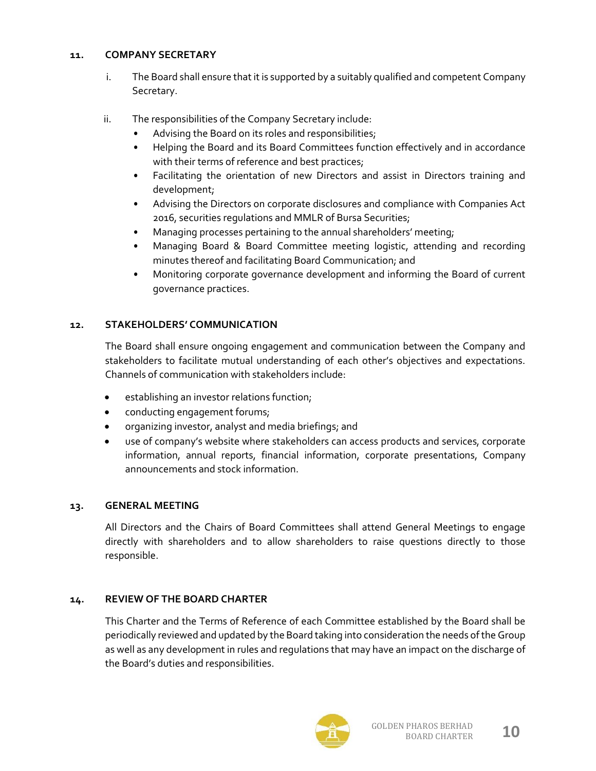## 11. COMPANY SECRETARY

i. The Board shall ensure that it is supported by a suitably qualified and competent Company Secretary.

ii. The responsibilities of the Company Secretary include:
   - Advising the Board on its roles and responsibilities;
   - Helping the Board and its Board Committees function effectively and in accordance with their terms of reference and best practices;
   - Facilitating the orientation of new Directors and assist in Directors training and development;
   - Advising the Directors on corporate disclosures and compliance with Companies Act 2016, securities regulations and MMLR of Bursa Securities;
   - Managing processes pertaining to the annual shareholders' meeting;
   - Managing Board & Board Committee meeting logistic, attending and recording minutes thereof and facilitating Board Communication; and
   - Monitoring corporate governance development and informing the Board of current governance practices.

## 12. STAKEHOLDERS' COMMUNICATION

The Board shall ensure ongoing engagement and communication between the Company and stakeholders to facilitate mutual understanding of each other's objectives and expectations. Channels of communication with stakeholders include:

- establishing an investor relations function;
- conducting engagement forums;
- organizing investor, analyst and media briefings; and
- use of company's website where stakeholders can access products and services, corporate information, annual reports, financial information, corporate presentations, Company announcements and stock information.

## 13. GENERAL MEETING

All Directors and the Chairs of Board Committees shall attend General Meetings to engage directly with shareholders and to allow shareholders to raise questions directly to those responsible.

## 14. REVIEW OF THE BOARD CHARTER

This Charter and the Terms of Reference of each Committee established by the Board shall be periodically reviewed and updated by the Board taking into consideration the needs of the Group as well as any development in rules and regulations that may have an impact on the discharge of the Board's duties and responsibilities.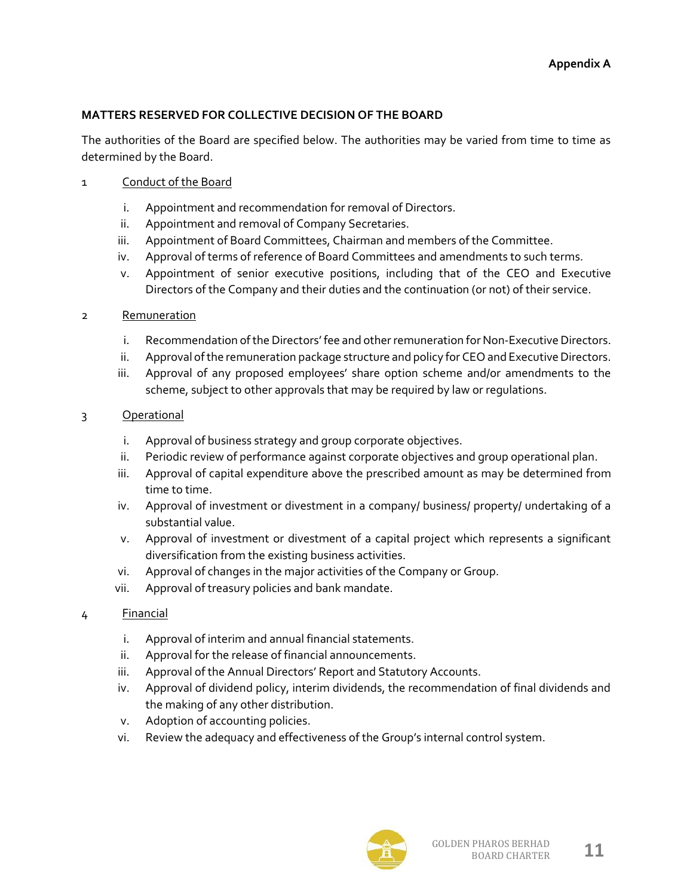**Appendix A**

**MATTERS RESERVED FOR COLLECTIVE DECISION OF THE BOARD**

The authorities of the Board are specified below. The authorities may be varied from time to time as determined by the Board.

1 <u>Conduct of the Board</u>

- i. Appointment and recommendation for removal of Directors.
- ii. Appointment and removal of Company Secretaries.
- iii. Appointment of Board Committees, Chairman and members of the Committee.
- iv. Approval of terms of reference of Board Committees and amendments to such terms.
- v. Appointment of senior executive positions, including that of the CEO and Executive Directors of the Company and their duties and the continuation (or not) of their service.

2 <u>Remuneration</u>

- i. Recommendation of the Directors' fee and other remuneration for Non-Executive Directors.
- ii. Approval of the remuneration package structure and policy for CEO and Executive Directors.
- iii. Approval of any proposed employees' share option scheme and/or amendments to the scheme, subject to other approvals that may be required by law or regulations.

3 <u>Operational</u>

- i. Approval of business strategy and group corporate objectives.
- ii. Periodic review of performance against corporate objectives and group operational plan.
- iii. Approval of capital expenditure above the prescribed amount as may be determined from time to time.
- iv. Approval of investment or divestment in a company/ business/ property/ undertaking of a substantial value.
- v. Approval of investment or divestment of a capital project which represents a significant diversification from the existing business activities.
- vi. Approval of changes in the major activities of the Company or Group.
- vii. Approval of treasury policies and bank mandate.

4 <u>Financial</u>

- i. Approval of interim and annual financial statements.
- ii. Approval for the release of financial announcements.
- iii. Approval of the Annual Directors' Report and Statutory Accounts.
- iv. Approval of dividend policy, interim dividends, the recommendation of final dividends and the making of any other distribution.
- v. Adoption of accounting policies.
- vi. Review the adequacy and effectiveness of the Group's internal control system.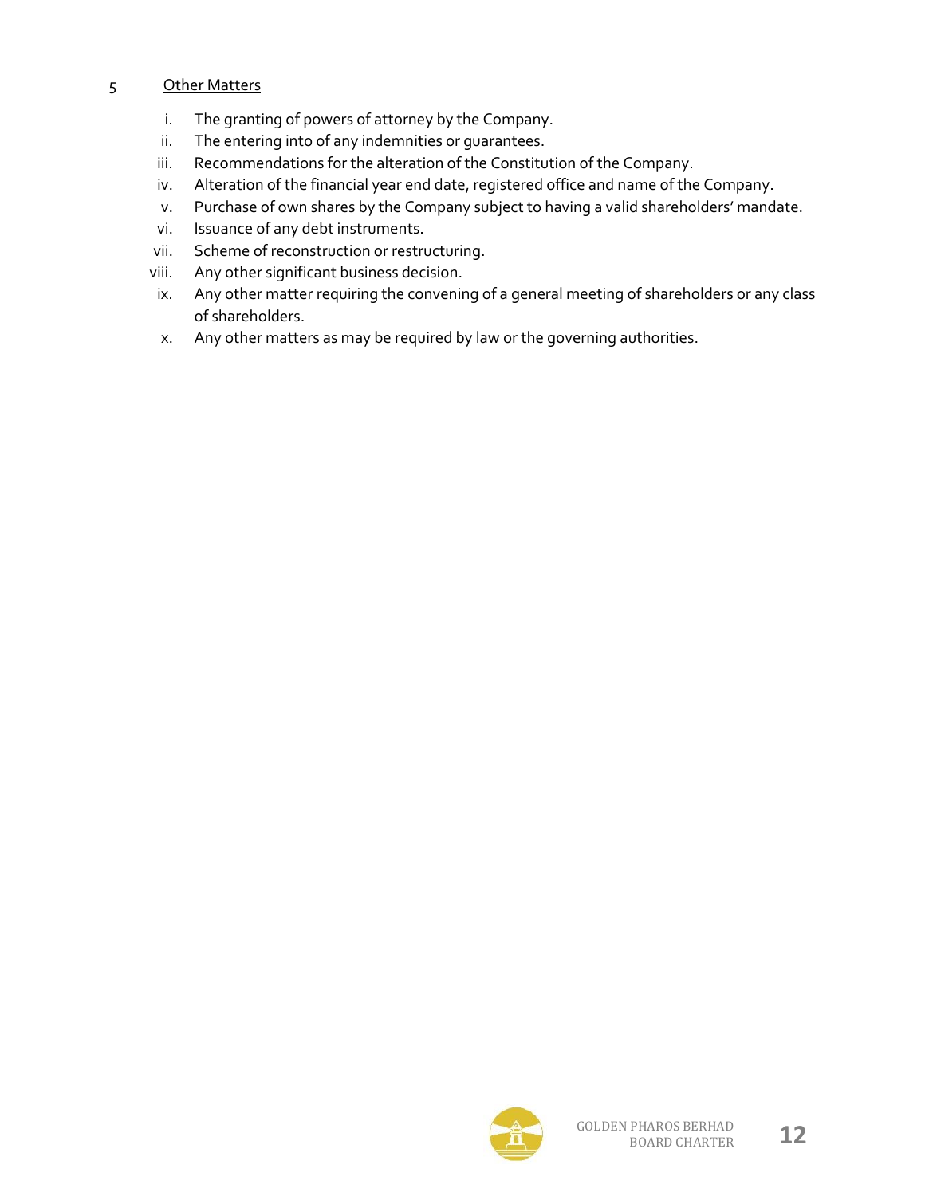5 Other Matters

i. The granting of powers of attorney by the Company.
ii. The entering into of any indemnities or guarantees.
iii. Recommendations for the alteration of the Constitution of the Company.
iv. Alteration of the financial year end date, registered office and name of the Company.
v. Purchase of own shares by the Company subject to having a valid shareholders' mandate.
vi. Issuance of any debt instruments.
vii. Scheme of reconstruction or restructuring.
viii. Any other significant business decision.
ix. Any other matter requiring the convening of a general meeting of shareholders or any class of shareholders.
x. Any other matters as may be required by law or the governing authorities.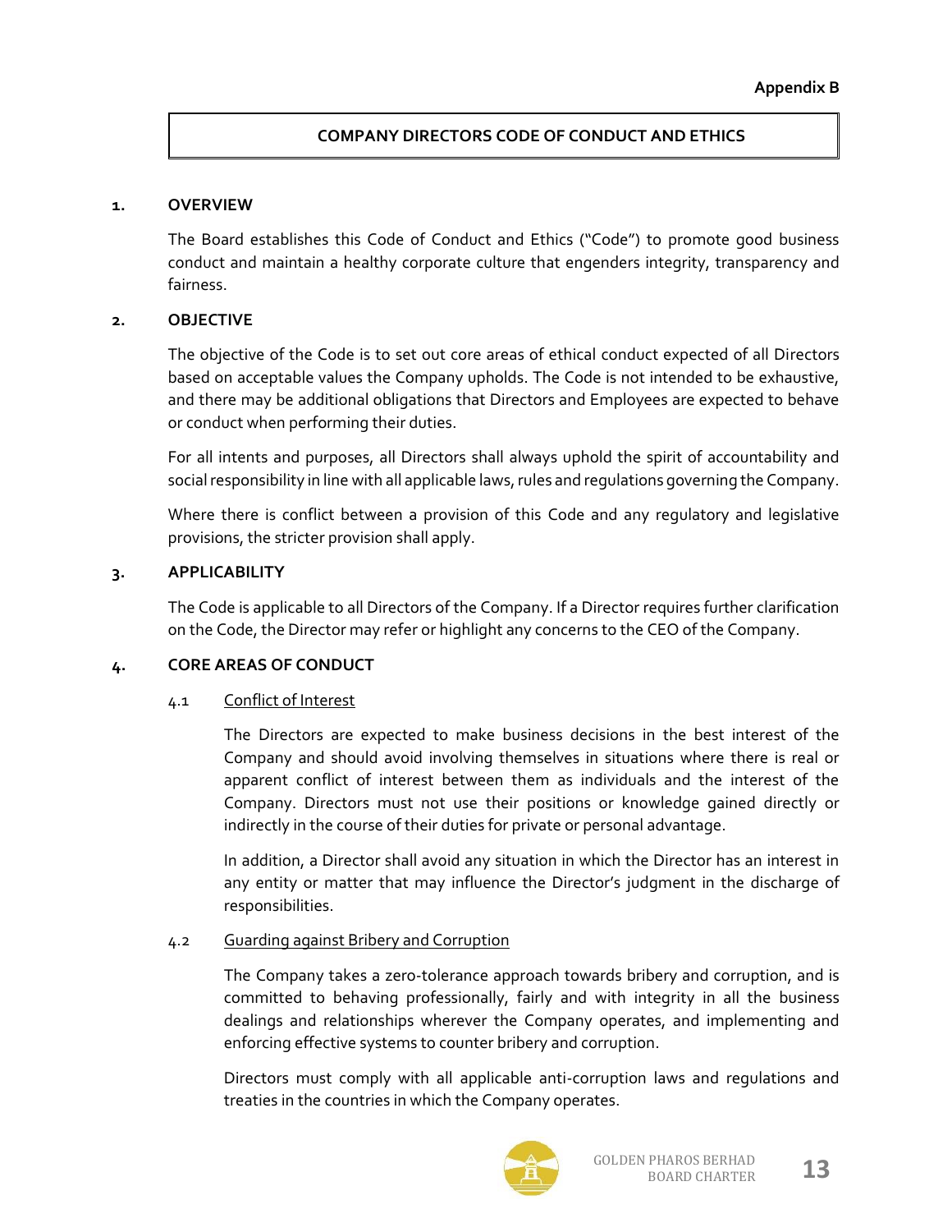**Appendix B**

**COMPANY DIRECTORS CODE OF CONDUCT AND ETHICS**

## 1. OVERVIEW

The Board establishes this Code of Conduct and Ethics ("Code") to promote good business conduct and maintain a healthy corporate culture that engenders integrity, transparency and fairness.

## 2. OBJECTIVE

The objective of the Code is to set out core areas of ethical conduct expected of all Directors based on acceptable values the Company upholds. The Code is not intended to be exhaustive, and there may be additional obligations that Directors and Employees are expected to behave or conduct when performing their duties.

For all intents and purposes, all Directors shall always uphold the spirit of accountability and social responsibility in line with all applicable laws, rules and regulations governing the Company.

Where there is conflict between a provision of this Code and any regulatory and legislative provisions, the stricter provision shall apply.

## 3. APPLICABILITY

The Code is applicable to all Directors of the Company. If a Director requires further clarification on the Code, the Director may refer or highlight any concerns to the CEO of the Company.

## 4. CORE AREAS OF CONDUCT

### 4.1 Conflict of Interest

The Directors are expected to make business decisions in the best interest of the Company and should avoid involving themselves in situations where there is real or apparent conflict of interest between them as individuals and the interest of the Company. Directors must not use their positions or knowledge gained directly or indirectly in the course of their duties for private or personal advantage.

In addition, a Director shall avoid any situation in which the Director has an interest in any entity or matter that may influence the Director's judgment in the discharge of responsibilities.

### 4.2 Guarding against Bribery and Corruption

The Company takes a zero-tolerance approach towards bribery and corruption, and is committed to behaving professionally, fairly and with integrity in all the business dealings and relationships wherever the Company operates, and implementing and enforcing effective systems to counter bribery and corruption.

Directors must comply with all applicable anti-corruption laws and regulations and treaties in the countries in which the Company operates.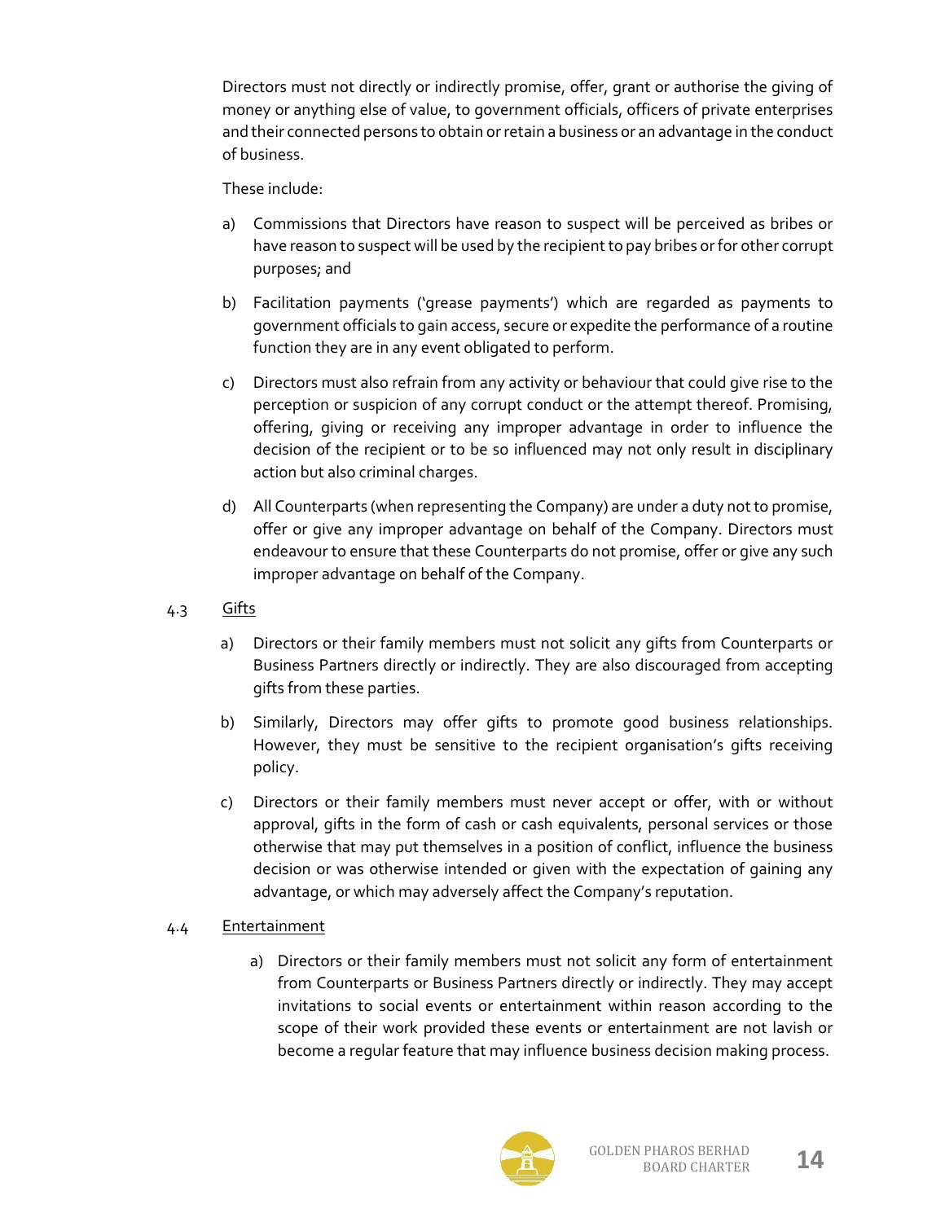Directors must not directly or indirectly promise, offer, grant or authorise the giving of money or anything else of value, to government officials, officers of private enterprises and their connected persons to obtain or retain a business or an advantage in the conduct of business.

These include:

a) Commissions that Directors have reason to suspect will be perceived as bribes or have reason to suspect will be used by the recipient to pay bribes or for other corrupt purposes; and

b) Facilitation payments ('grease payments') which are regarded as payments to government officials to gain access, secure or expedite the performance of a routine function they are in any event obligated to perform.

c) Directors must also refrain from any activity or behaviour that could give rise to the perception or suspicion of any corrupt conduct or the attempt thereof. Promising, offering, giving or receiving any improper advantage in order to influence the decision of the recipient or to be so influenced may not only result in disciplinary action but also criminal charges.

d) All Counterparts (when representing the Company) are under a duty not to promise, offer or give any improper advantage on behalf of the Company. Directors must endeavour to ensure that these Counterparts do not promise, offer or give any such improper advantage on behalf of the Company.

4.3 Gifts

a) Directors or their family members must not solicit any gifts from Counterparts or Business Partners directly or indirectly. They are also discouraged from accepting gifts from these parties.

b) Similarly, Directors may offer gifts to promote good business relationships. However, they must be sensitive to the recipient organisation's gifts receiving policy.

c) Directors or their family members must never accept or offer, with or without approval, gifts in the form of cash or cash equivalents, personal services or those otherwise that may put themselves in a position of conflict, influence the business decision or was otherwise intended or given with the expectation of gaining any advantage, or which may adversely affect the Company's reputation.

4.4 Entertainment

a) Directors or their family members must not solicit any form of entertainment from Counterparts or Business Partners directly or indirectly. They may accept invitations to social events or entertainment within reason according to the scope of their work provided these events or entertainment are not lavish or become a regular feature that may influence business decision making process.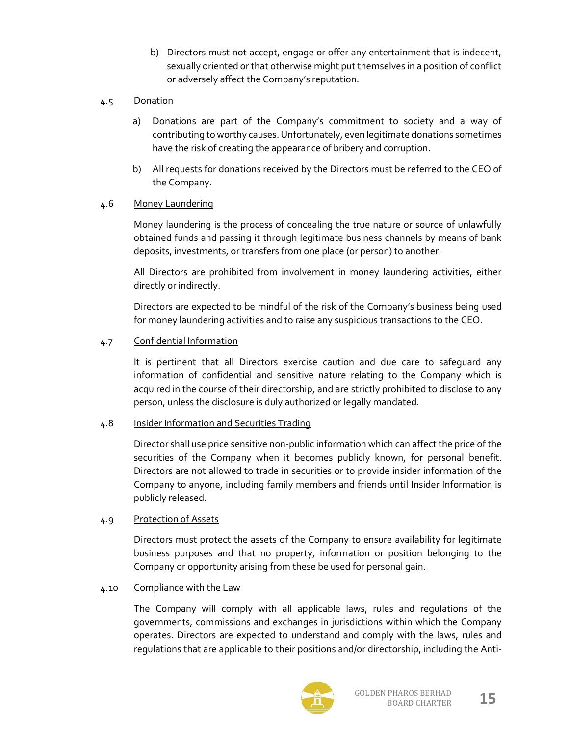b) Directors must not accept, engage or offer any entertainment that is indecent, sexually oriented or that otherwise might put themselves in a position of conflict or adversely affect the Company's reputation.

4.5 Donation

a) Donations are part of the Company's commitment to society and a way of contributing to worthy causes. Unfortunately, even legitimate donations sometimes have the risk of creating the appearance of bribery and corruption.

b) All requests for donations received by the Directors must be referred to the CEO of the Company.

4.6 Money Laundering

Money laundering is the process of concealing the true nature or source of unlawfully obtained funds and passing it through legitimate business channels by means of bank deposits, investments, or transfers from one place (or person) to another.

All Directors are prohibited from involvement in money laundering activities, either directly or indirectly.

Directors are expected to be mindful of the risk of the Company's business being used for money laundering activities and to raise any suspicious transactions to the CEO.

4.7 Confidential Information

It is pertinent that all Directors exercise caution and due care to safeguard any information of confidential and sensitive nature relating to the Company which is acquired in the course of their directorship, and are strictly prohibited to disclose to any person, unless the disclosure is duly authorized or legally mandated.

4.8 Insider Information and Securities Trading

Director shall use price sensitive non-public information which can affect the price of the securities of the Company when it becomes publicly known, for personal benefit. Directors are not allowed to trade in securities or to provide insider information of the Company to anyone, including family members and friends until Insider Information is publicly released.

4.9 Protection of Assets

Directors must protect the assets of the Company to ensure availability for legitimate business purposes and that no property, information or position belonging to the Company or opportunity arising from these be used for personal gain.

4.10 Compliance with the Law

The Company will comply with all applicable laws, rules and regulations of the governments, commissions and exchanges in jurisdictions within which the Company operates. Directors are expected to understand and comply with the laws, rules and regulations that are applicable to their positions and/or directorship, including the Anti-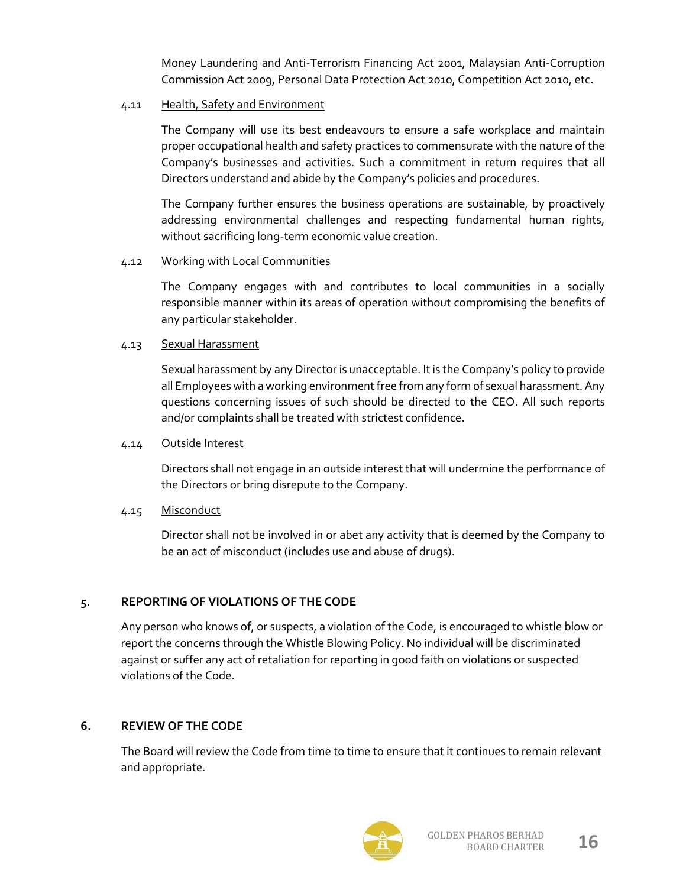Money Laundering and Anti-Terrorism Financing Act 2001, Malaysian Anti-Corruption Commission Act 2009, Personal Data Protection Act 2010, Competition Act 2010, etc.

4.11 Health, Safety and Environment

The Company will use its best endeavours to ensure a safe workplace and maintain proper occupational health and safety practices to commensurate with the nature of the Company's businesses and activities. Such a commitment in return requires that all Directors understand and abide by the Company's policies and procedures.

The Company further ensures the business operations are sustainable, by proactively addressing environmental challenges and respecting fundamental human rights, without sacrificing long-term economic value creation.

4.12 Working with Local Communities

The Company engages with and contributes to local communities in a socially responsible manner within its areas of operation without compromising the benefits of any particular stakeholder.

4.13 Sexual Harassment

Sexual harassment by any Director is unacceptable. It is the Company's policy to provide all Employees with a working environment free from any form of sexual harassment. Any questions concerning issues of such should be directed to the CEO. All such reports and/or complaints shall be treated with strictest confidence.

4.14 Outside Interest

Directors shall not engage in an outside interest that will undermine the performance of the Directors or bring disrepute to the Company.

4.15 Misconduct

Director shall not be involved in or abet any activity that is deemed by the Company to be an act of misconduct (includes use and abuse of drugs).

## 5. REPORTING OF VIOLATIONS OF THE CODE

Any person who knows of, or suspects, a violation of the Code, is encouraged to whistle blow or report the concerns through the Whistle Blowing Policy. No individual will be discriminated against or suffer any act of retaliation for reporting in good faith on violations or suspected violations of the Code.

## 6. REVIEW OF THE CODE

The Board will review the Code from time to time to ensure that it continues to remain relevant and appropriate.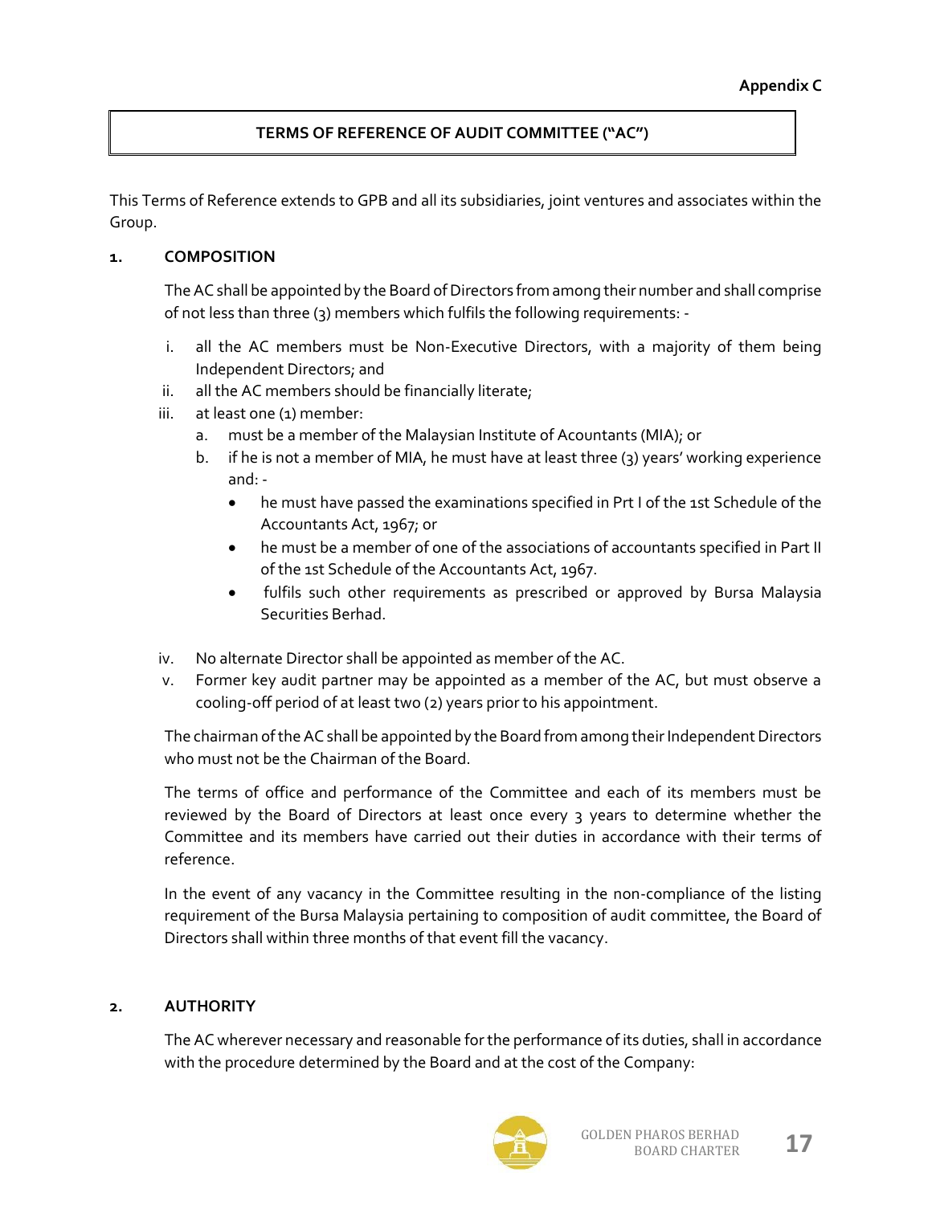**Appendix C**

## TERMS OF REFERENCE OF AUDIT COMMITTEE ("AC")

This Terms of Reference extends to GPB and all its subsidiaries, joint ventures and associates within the Group.

### 1. COMPOSITION

The AC shall be appointed by the Board of Directors from among their number and shall comprise of not less than three (3) members which fulfils the following requirements: -

i. all the AC members must be Non-Executive Directors, with a majority of them being Independent Directors; and
ii. all the AC members should be financially literate;
iii. at least one (1) member:
   a. must be a member of the Malaysian Institute of Acountants (MIA); or
   b. if he is not a member of MIA, he must have at least three (3) years' working experience and: -
      - he must have passed the examinations specified in Prt I of the 1st Schedule of the Accountants Act, 1967; or
      - he must be a member of one of the associations of accountants specified in Part II of the 1st Schedule of the Accountants Act, 1967.
      - fulfils such other requirements as prescribed or approved by Bursa Malaysia Securities Berhad.

iv. No alternate Director shall be appointed as member of the AC.
v. Former key audit partner may be appointed as a member of the AC, but must observe a cooling-off period of at least two (2) years prior to his appointment.

The chairman of the AC shall be appointed by the Board from among their Independent Directors who must not be the Chairman of the Board.

The terms of office and performance of the Committee and each of its members must be reviewed by the Board of Directors at least once every 3 years to determine whether the Committee and its members have carried out their duties in accordance with their terms of reference.

In the event of any vacancy in the Committee resulting in the non-compliance of the listing requirement of the Bursa Malaysia pertaining to composition of audit committee, the Board of Directors shall within three months of that event fill the vacancy.

### 2. AUTHORITY

The AC wherever necessary and reasonable for the performance of its duties, shall in accordance with the procedure determined by the Board and at the cost of the Company: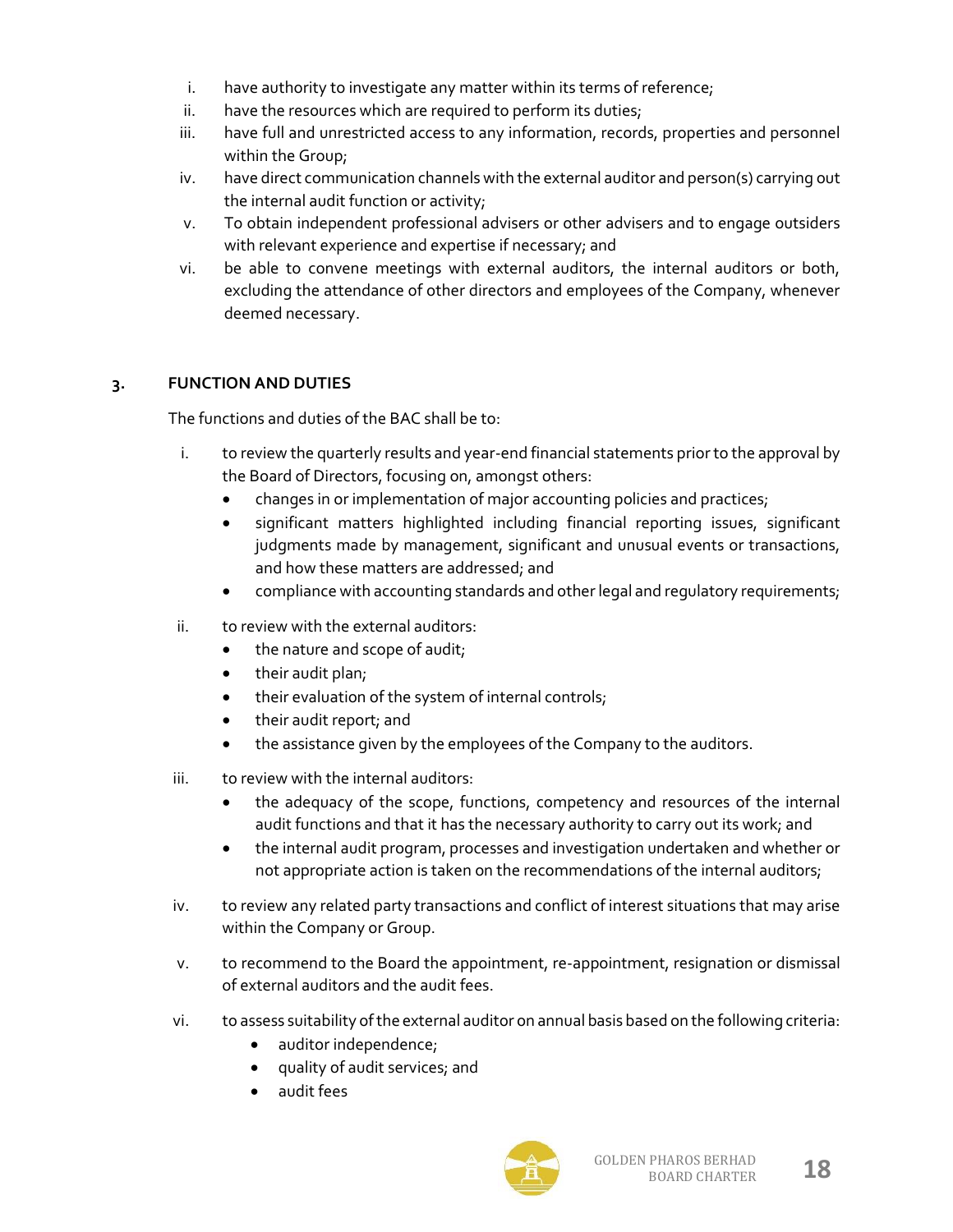i. have authority to investigate any matter within its terms of reference;
ii. have the resources which are required to perform its duties;
iii. have full and unrestricted access to any information, records, properties and personnel within the Group;
iv. have direct communication channels with the external auditor and person(s) carrying out the internal audit function or activity;
v. To obtain independent professional advisers or other advisers and to engage outsiders with relevant experience and expertise if necessary; and
vi. be able to convene meetings with external auditors, the internal auditors or both, excluding the attendance of other directors and employees of the Company, whenever deemed necessary.

## 3. FUNCTION AND DUTIES

The functions and duties of the BAC shall be to:

i. to review the quarterly results and year-end financial statements prior to the approval by the Board of Directors, focusing on, amongst others:
   - changes in or implementation of major accounting policies and practices;
   - significant matters highlighted including financial reporting issues, significant judgments made by management, significant and unusual events or transactions, and how these matters are addressed; and
   - compliance with accounting standards and other legal and regulatory requirements;

ii. to review with the external auditors:
   - the nature and scope of audit;
   - their audit plan;
   - their evaluation of the system of internal controls;
   - their audit report; and
   - the assistance given by the employees of the Company to the auditors.

iii. to review with the internal auditors:
   - the adequacy of the scope, functions, competency and resources of the internal audit functions and that it has the necessary authority to carry out its work; and
   - the internal audit program, processes and investigation undertaken and whether or not appropriate action is taken on the recommendations of the internal auditors;

iv. to review any related party transactions and conflict of interest situations that may arise within the Company or Group.

v. to recommend to the Board the appointment, re-appointment, resignation or dismissal of external auditors and the audit fees.

vi. to assess suitability of the external auditor on annual basis based on the following criteria:
   - auditor independence;
   - quality of audit services; and
   - audit fees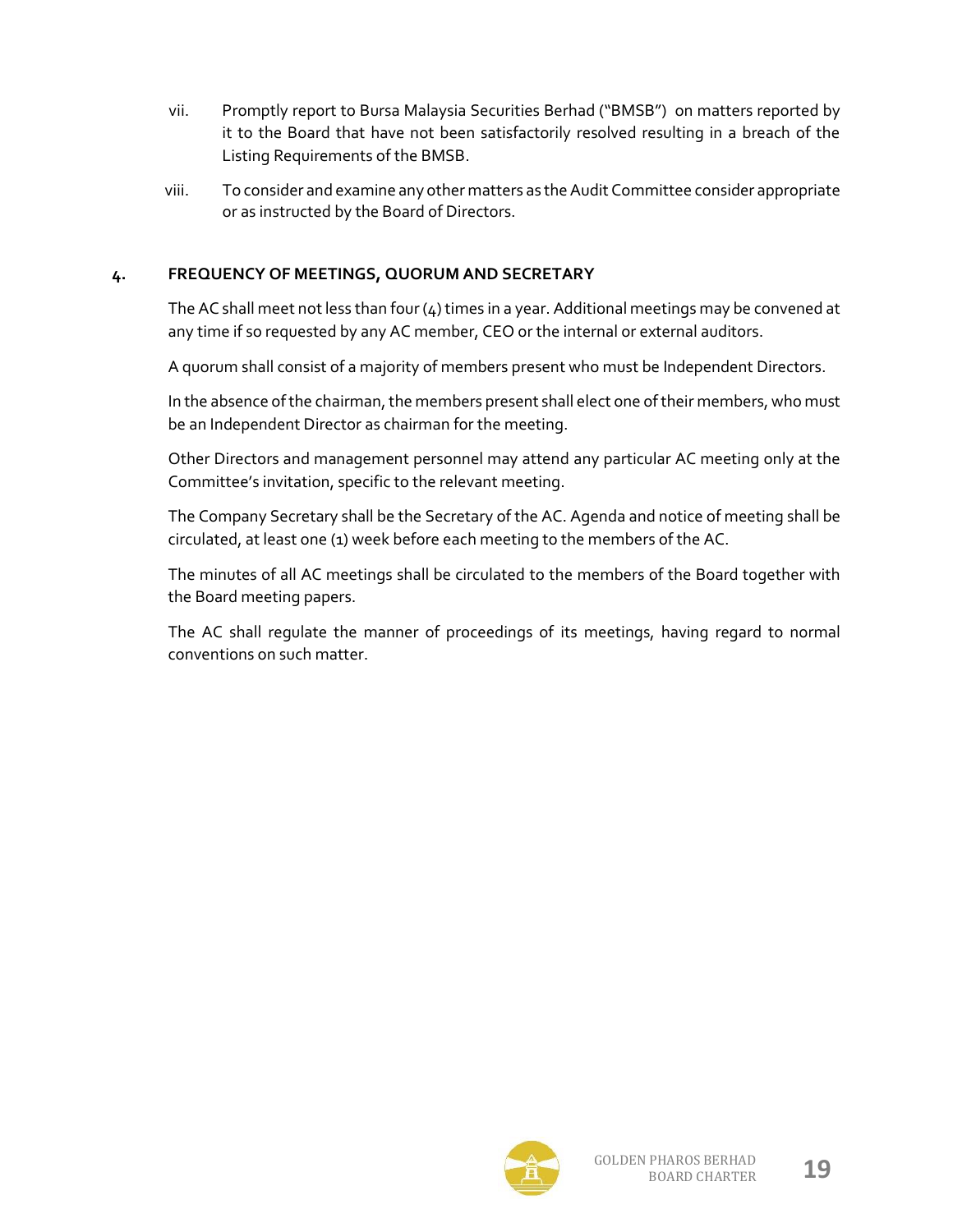vii. Promptly report to Bursa Malaysia Securities Berhad ("BMSB") on matters reported by it to the Board that have not been satisfactorily resolved resulting in a breach of the Listing Requirements of the BMSB.

viii. To consider and examine any other matters as the Audit Committee consider appropriate or as instructed by the Board of Directors.

## 4. FREQUENCY OF MEETINGS, QUORUM AND SECRETARY

The AC shall meet not less than four (4) times in a year. Additional meetings may be convened at any time if so requested by any AC member, CEO or the internal or external auditors.

A quorum shall consist of a majority of members present who must be Independent Directors.

In the absence of the chairman, the members present shall elect one of their members, who must be an Independent Director as chairman for the meeting.

Other Directors and management personnel may attend any particular AC meeting only at the Committee's invitation, specific to the relevant meeting.

The Company Secretary shall be the Secretary of the AC. Agenda and notice of meeting shall be circulated, at least one (1) week before each meeting to the members of the AC.

The minutes of all AC meetings shall be circulated to the members of the Board together with the Board meeting papers.

The AC shall regulate the manner of proceedings of its meetings, having regard to normal conventions on such matter.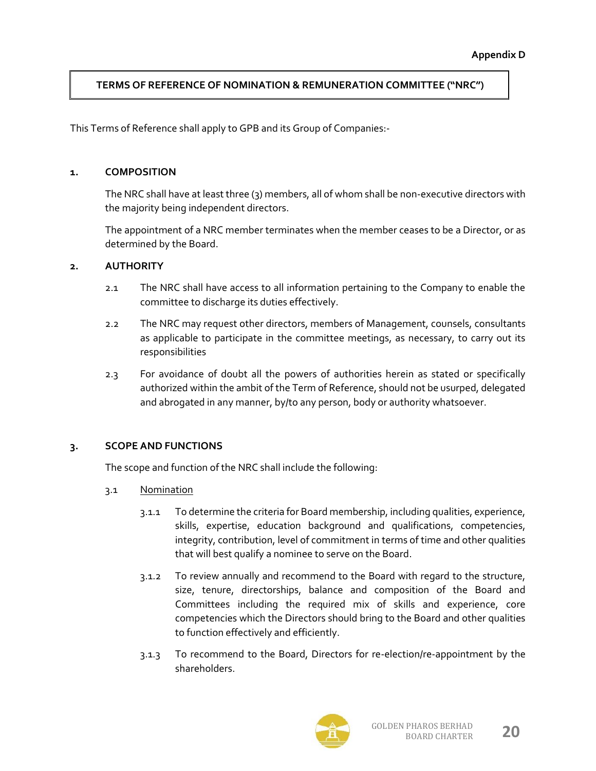**Appendix D**

## TERMS OF REFERENCE OF NOMINATION & REMUNERATION COMMITTEE ("NRC")

This Terms of Reference shall apply to GPB and its Group of Companies:-

### 1. COMPOSITION

The NRC shall have at least three (3) members, all of whom shall be non-executive directors with the majority being independent directors.

The appointment of a NRC member terminates when the member ceases to be a Director, or as determined by the Board.

### 2. AUTHORITY

2.1 The NRC shall have access to all information pertaining to the Company to enable the committee to discharge its duties effectively.

2.2 The NRC may request other directors, members of Management, counsels, consultants as applicable to participate in the committee meetings, as necessary, to carry out its responsibilities

2.3 For avoidance of doubt all the powers of authorities herein as stated or specifically authorized within the ambit of the Term of Reference, should not be usurped, delegated and abrogated in any manner, by/to any person, body or authority whatsoever.

### 3. SCOPE AND FUNCTIONS

The scope and function of the NRC shall include the following:

3.1 Nomination

3.1.1 To determine the criteria for Board membership, including qualities, experience, skills, expertise, education background and qualifications, competencies, integrity, contribution, level of commitment in terms of time and other qualities that will best qualify a nominee to serve on the Board.

3.1.2 To review annually and recommend to the Board with regard to the structure, size, tenure, directorships, balance and composition of the Board and Committees including the required mix of skills and experience, core competencies which the Directors should bring to the Board and other qualities to function effectively and efficiently.

3.1.3 To recommend to the Board, Directors for re-election/re-appointment by the shareholders.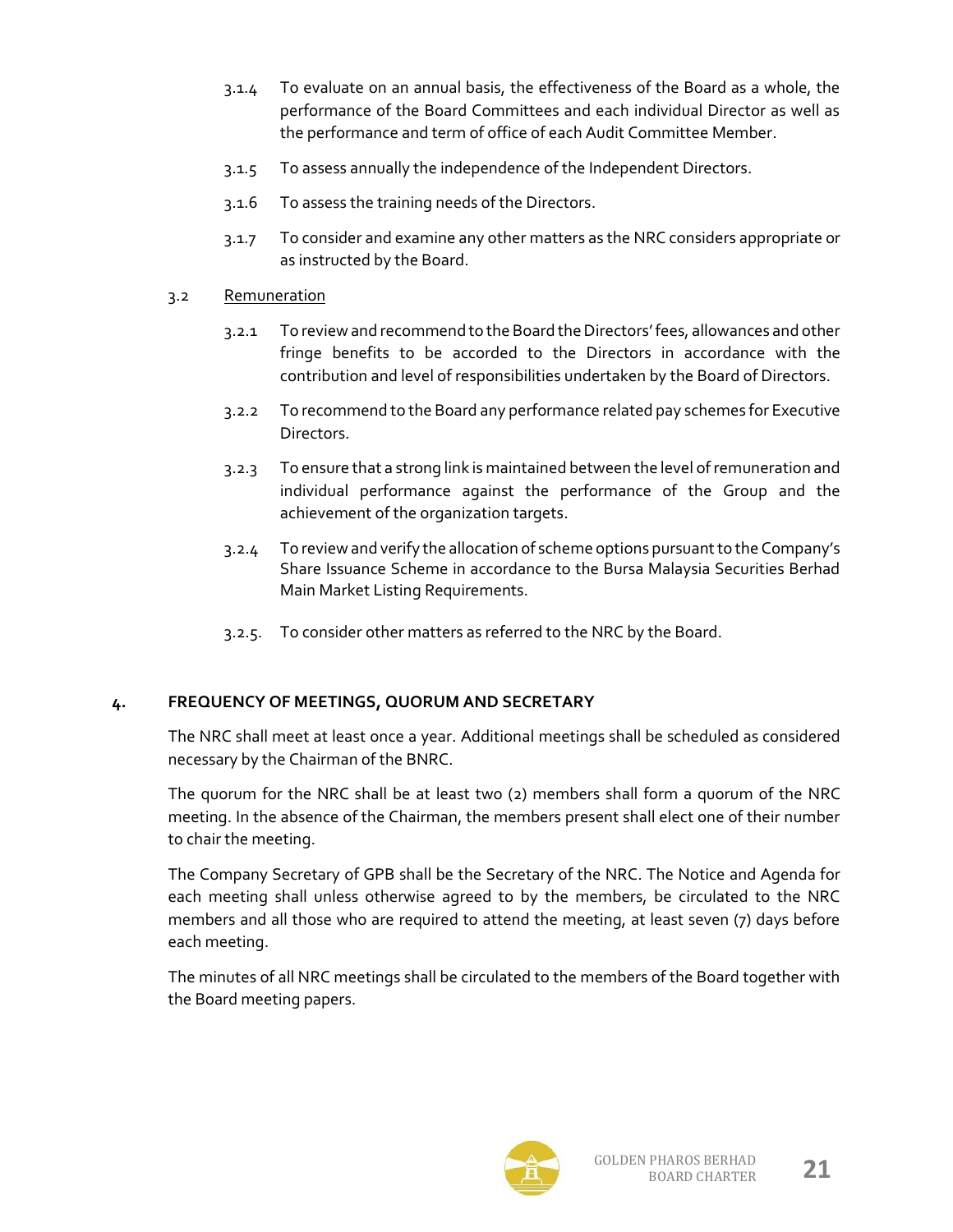3.1.4 To evaluate on an annual basis, the effectiveness of the Board as a whole, the performance of the Board Committees and each individual Director as well as the performance and term of office of each Audit Committee Member.

3.1.5 To assess annually the independence of the Independent Directors.

3.1.6 To assess the training needs of the Directors.

3.1.7 To consider and examine any other matters as the NRC considers appropriate or as instructed by the Board.

3.2 <u>Remuneration</u>

3.2.1 To review and recommend to the Board the Directors' fees, allowances and other fringe benefits to be accorded to the Directors in accordance with the contribution and level of responsibilities undertaken by the Board of Directors.

3.2.2 To recommend to the Board any performance related pay schemes for Executive Directors.

3.2.3 To ensure that a strong link is maintained between the level of remuneration and individual performance against the performance of the Group and the achievement of the organization targets.

3.2.4 To review and verify the allocation of scheme options pursuant to the Company's Share Issuance Scheme in accordance to the Bursa Malaysia Securities Berhad Main Market Listing Requirements.

3.2.5. To consider other matters as referred to the NRC by the Board.

## 4. FREQUENCY OF MEETINGS, QUORUM AND SECRETARY

The NRC shall meet at least once a year. Additional meetings shall be scheduled as considered necessary by the Chairman of the BNRC.

The quorum for the NRC shall be at least two (2) members shall form a quorum of the NRC meeting. In the absence of the Chairman, the members present shall elect one of their number to chair the meeting.

The Company Secretary of GPB shall be the Secretary of the NRC. The Notice and Agenda for each meeting shall unless otherwise agreed to by the members, be circulated to the NRC members and all those who are required to attend the meeting, at least seven (7) days before each meeting.

The minutes of all NRC meetings shall be circulated to the members of the Board together with the Board meeting papers.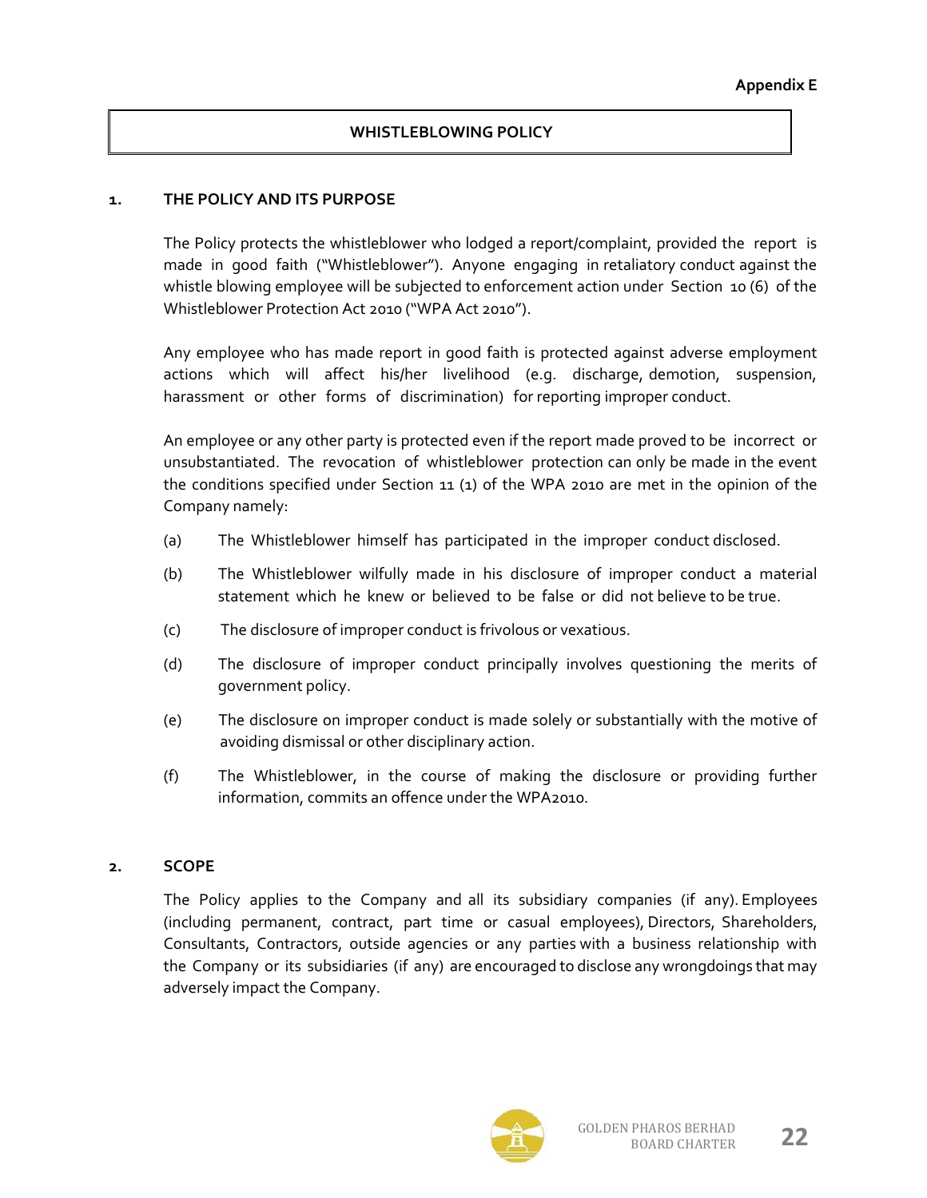**Appendix E**

## WHISTLEBLOWING POLICY

### 1. THE POLICY AND ITS PURPOSE

The Policy protects the whistleblower who lodged a report/complaint, provided the report is made in good faith ("Whistleblower"). Anyone engaging in retaliatory conduct against the whistle blowing employee will be subjected to enforcement action under Section 10 (6) of the Whistleblower Protection Act 2010 ("WPA Act 2010").

Any employee who has made report in good faith is protected against adverse employment actions which will affect his/her livelihood (e.g. discharge, demotion, suspension, harassment or other forms of discrimination) for reporting improper conduct.

An employee or any other party is protected even if the report made proved to be incorrect or unsubstantiated. The revocation of whistleblower protection can only be made in the event the conditions specified under Section 11 (1) of the WPA 2010 are met in the opinion of the Company namely:

(a) The Whistleblower himself has participated in the improper conduct disclosed.

(b) The Whistleblower wilfully made in his disclosure of improper conduct a material statement which he knew or believed to be false or did not believe to be true.

(c) The disclosure of improper conduct is frivolous or vexatious.

(d) The disclosure of improper conduct principally involves questioning the merits of government policy.

(e) The disclosure on improper conduct is made solely or substantially with the motive of avoiding dismissal or other disciplinary action.

(f) The Whistleblower, in the course of making the disclosure or providing further information, commits an offence under the WPA2010.

### 2. SCOPE

The Policy applies to the Company and all its subsidiary companies (if any). Employees (including permanent, contract, part time or casual employees), Directors, Shareholders, Consultants, Contractors, outside agencies or any parties with a business relationship with the Company or its subsidiaries (if any) are encouraged to disclose any wrongdoings that may adversely impact the Company.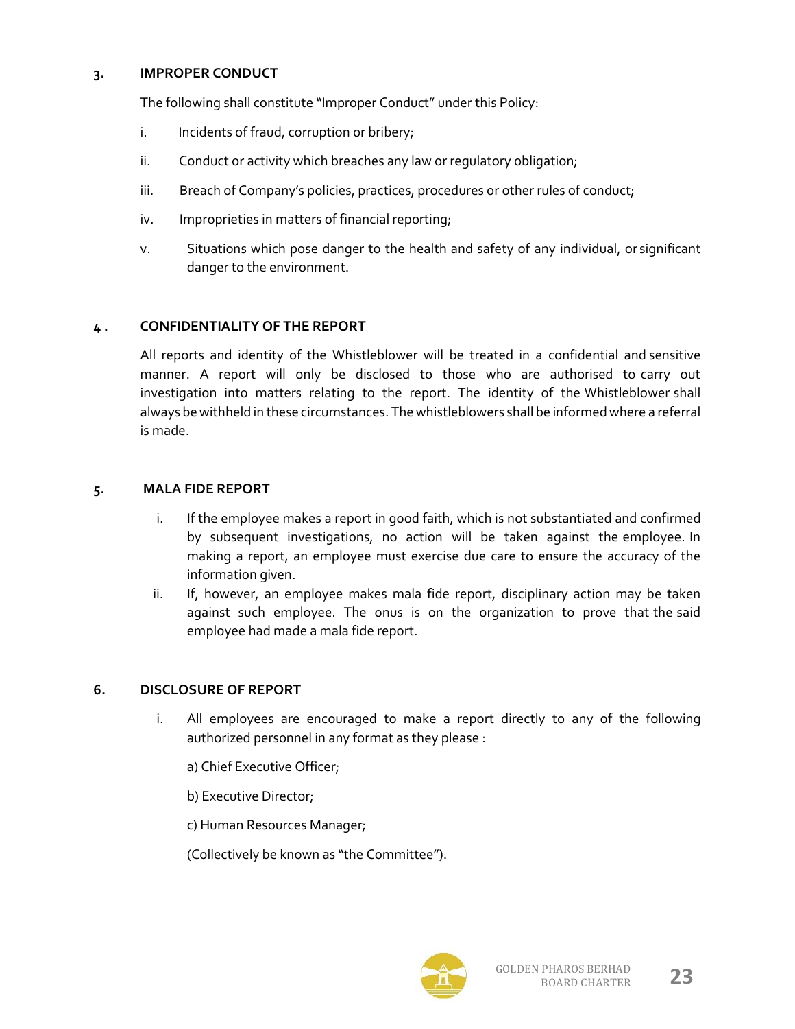## 3. IMPROPER CONDUCT

The following shall constitute "Improper Conduct" under this Policy:

i. Incidents of fraud, corruption or bribery;

ii. Conduct or activity which breaches any law or regulatory obligation;

iii. Breach of Company's policies, practices, procedures or other rules of conduct;

iv. Improprieties in matters of financial reporting;

v. Situations which pose danger to the health and safety of any individual, or significant danger to the environment.

## 4. CONFIDENTIALITY OF THE REPORT

All reports and identity of the Whistleblower will be treated in a confidential and sensitive manner. A report will only be disclosed to those who are authorised to carry out investigation into matters relating to the report. The identity of the Whistleblower shall always be withheld in these circumstances. The whistleblowers shall be informed where a referral is made.

## 5. MALA FIDE REPORT

i. If the employee makes a report in good faith, which is not substantiated and confirmed by subsequent investigations, no action will be taken against the employee. In making a report, an employee must exercise due care to ensure the accuracy of the information given.

ii. If, however, an employee makes mala fide report, disciplinary action may be taken against such employee. The onus is on the organization to prove that the said employee had made a mala fide report.

## 6. DISCLOSURE OF REPORT

i. All employees are encouraged to make a report directly to any of the following authorized personnel in any format as they please :

   a) Chief Executive Officer;

   b) Executive Director;

   c) Human Resources Manager;

   (Collectively be known as "the Committee").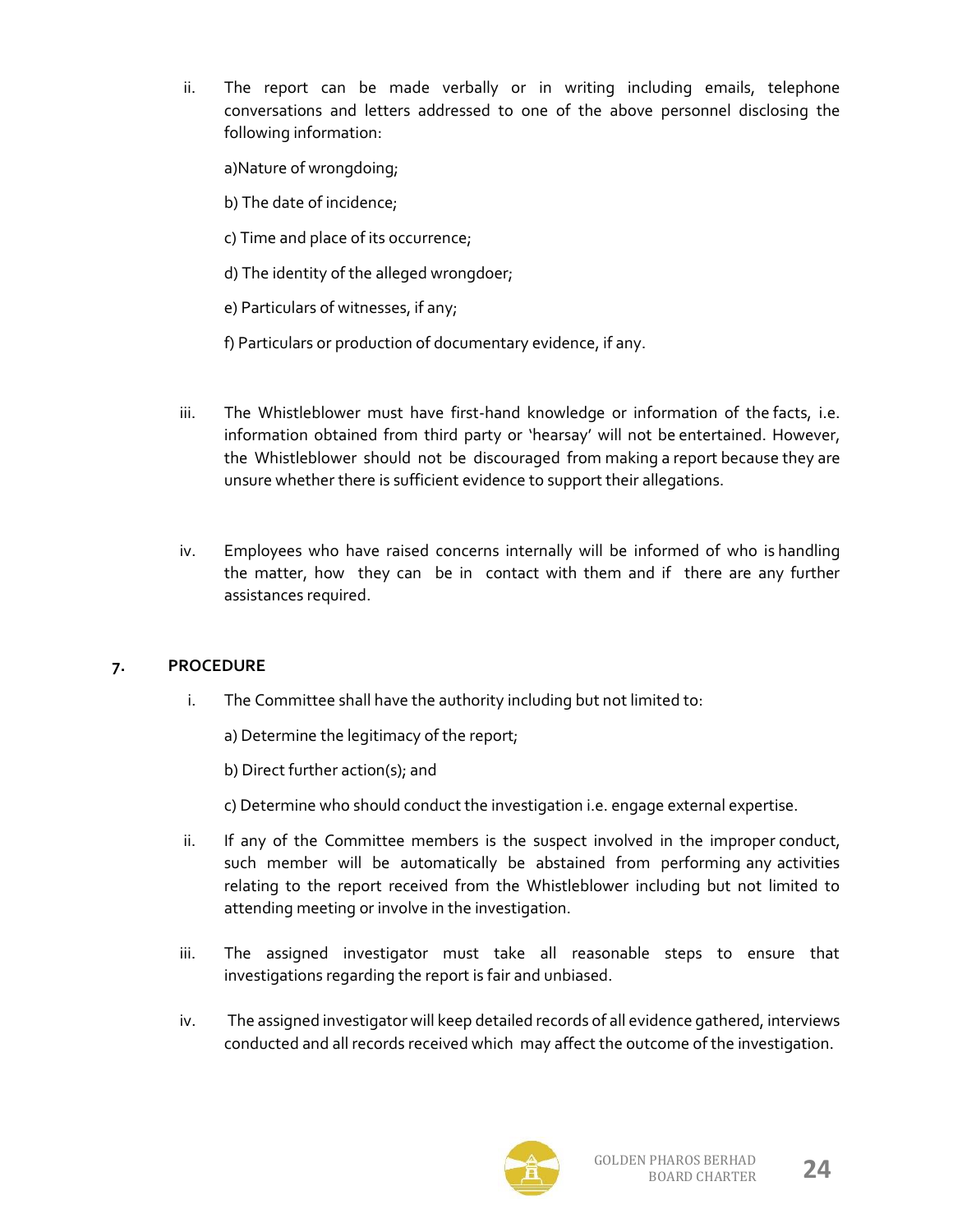ii. The report can be made verbally or in writing including emails, telephone conversations and letters addressed to one of the above personnel disclosing the following information:

a)Nature of wrongdoing;

b) The date of incidence;

c) Time and place of its occurrence;

d) The identity of the alleged wrongdoer;

e) Particulars of witnesses, if any;

f) Particulars or production of documentary evidence, if any.

iii. The Whistleblower must have first-hand knowledge or information of the facts, i.e. information obtained from third party or 'hearsay' will not be entertained. However, the Whistleblower should not be discouraged from making a report because they are unsure whether there is sufficient evidence to support their allegations.

iv. Employees who have raised concerns internally will be informed of who is handling the matter, how they can be in contact with them and if there are any further assistances required.

## 7. PROCEDURE

i. The Committee shall have the authority including but not limited to:

a) Determine the legitimacy of the report;

b) Direct further action(s); and

c) Determine who should conduct the investigation i.e. engage external expertise.

ii. If any of the Committee members is the suspect involved in the improper conduct, such member will be automatically be abstained from performing any activities relating to the report received from the Whistleblower including but not limited to attending meeting or involve in the investigation.

iii. The assigned investigator must take all reasonable steps to ensure that investigations regarding the report is fair and unbiased.

iv. The assigned investigator will keep detailed records of all evidence gathered, interviews conducted and all records received which may affect the outcome of the investigation.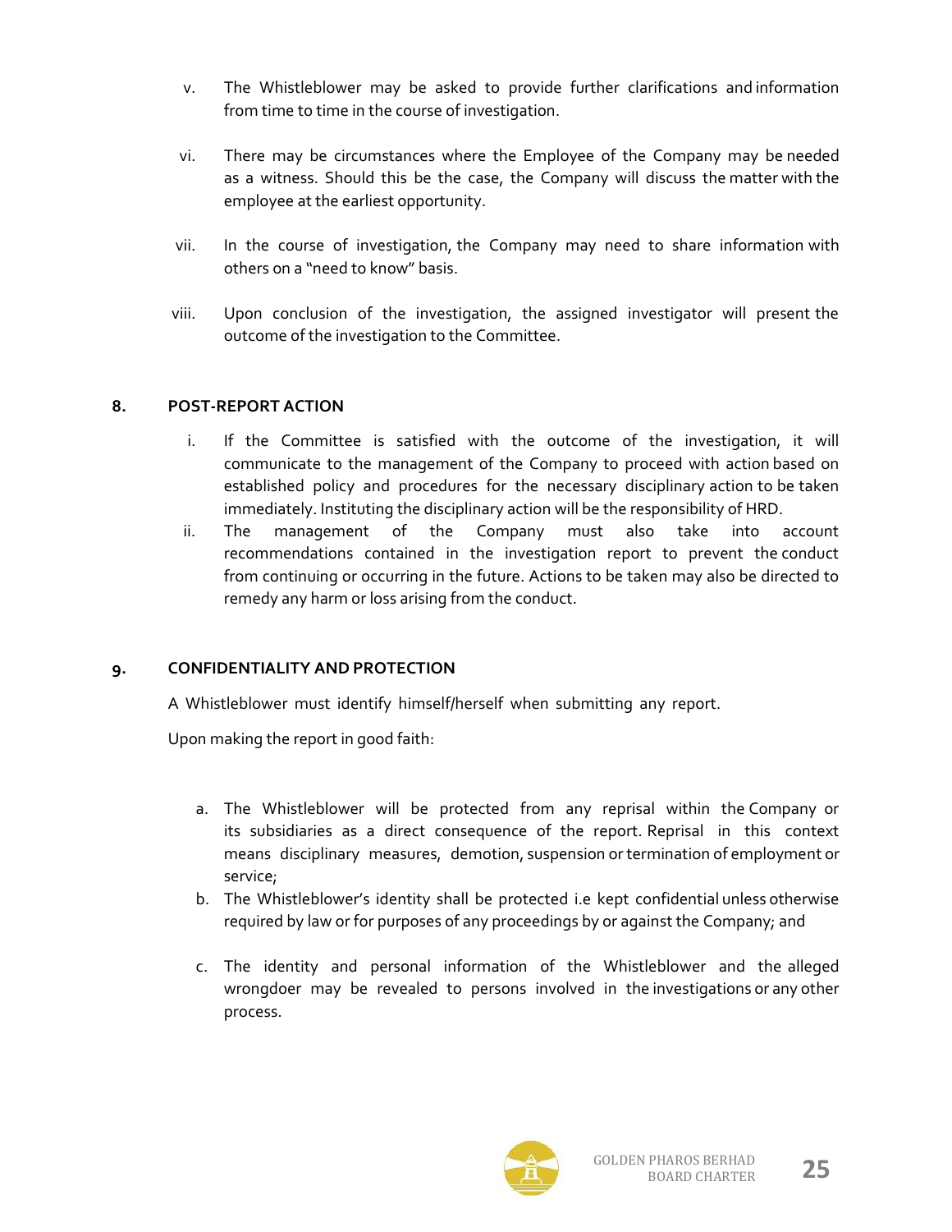v. The Whistleblower may be asked to provide further clarifications and information from time to time in the course of investigation.

vi. There may be circumstances where the Employee of the Company may be needed as a witness. Should this be the case, the Company will discuss the matter with the employee at the earliest opportunity.

vii. In the course of investigation, the Company may need to share information with others on a "need to know" basis.

viii. Upon conclusion of the investigation, the assigned investigator will present the outcome of the investigation to the Committee.

## 8. POST-REPORT ACTION

i. If the Committee is satisfied with the outcome of the investigation, it will communicate to the management of the Company to proceed with action based on established policy and procedures for the necessary disciplinary action to be taken immediately. Instituting the disciplinary action will be the responsibility of HRD.

ii. The management of the Company must also take into account recommendations contained in the investigation report to prevent the conduct from continuing or occurring in the future. Actions to be taken may also be directed to remedy any harm or loss arising from the conduct.

## 9. CONFIDENTIALITY AND PROTECTION

A Whistleblower must identify himself/herself when submitting any report.

Upon making the report in good faith:

a. The Whistleblower will be protected from any reprisal within the Company or its subsidiaries as a direct consequence of the report. Reprisal in this context means disciplinary measures, demotion, suspension or termination of employment or service;

b. The Whistleblower's identity shall be protected i.e kept confidential unless otherwise required by law or for purposes of any proceedings by or against the Company; and

c. The identity and personal information of the Whistleblower and the alleged wrongdoer may be revealed to persons involved in the investigations or any other process.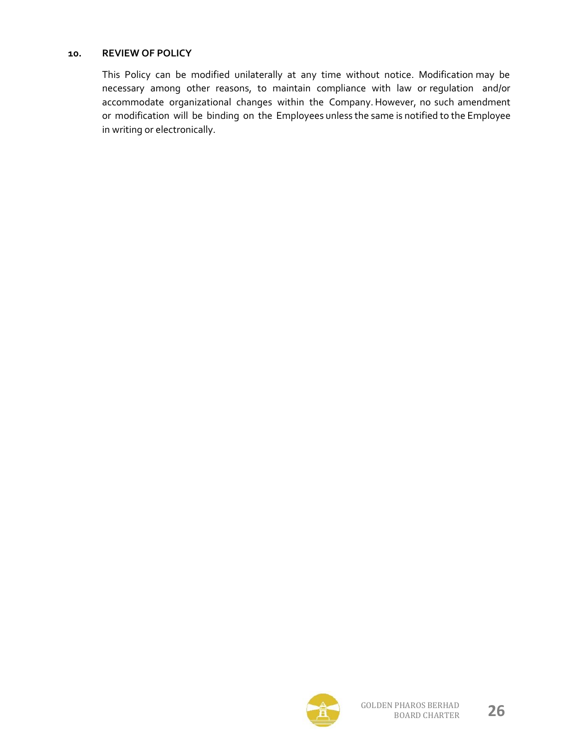## 10. REVIEW OF POLICY

This Policy can be modified unilaterally at any time without notice. Modification may be necessary among other reasons, to maintain compliance with law or regulation and/or accommodate organizational changes within the Company. However, no such amendment or modification will be binding on the Employees unless the same is notified to the Employee in writing or electronically.